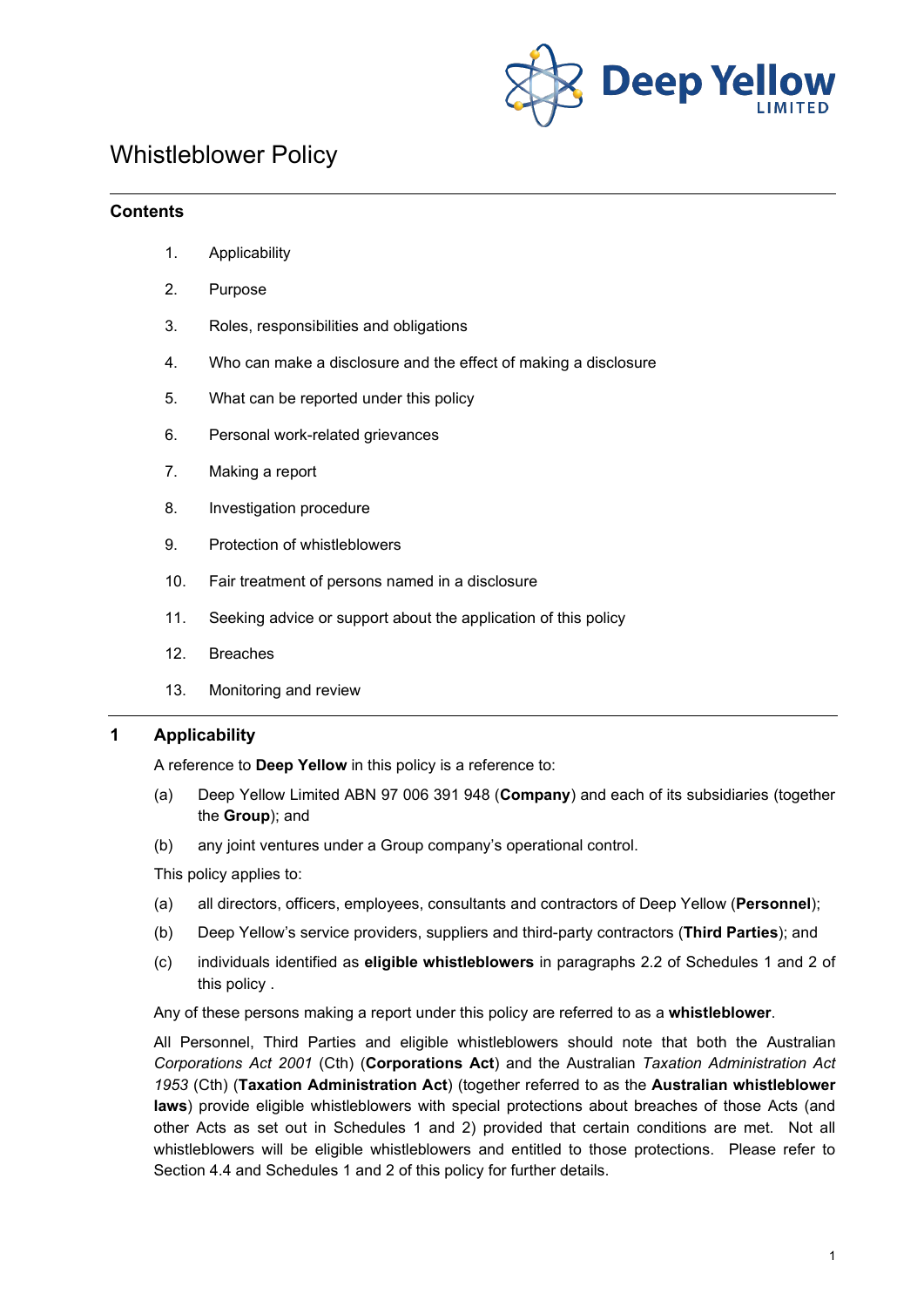# Whistleblower Policy

## Contents

1. Applicability
2. Purpose
3. Roles, responsibilities and obligations
4. Who can make a disclosure and the effect of making a disclosure
5. What can be reported under this policy
6. Personal work-related grievances
7. Making a report
8. Investigation procedure
9. Protection of whistleblowers
10. Fair treatment of persons named in a disclosure
11. Seeking advice or support about the application of this policy
12. Breaches
13. Monitoring and review

## 1 Applicability

A reference to **Deep Yellow** in this policy is a reference to:

(a) Deep Yellow Limited ABN 97 006 391 948 (**Company**) and each of its subsidiaries (together the **Group**); and

(b) any joint ventures under a Group company's operational control.

This policy applies to:

(a) all directors, officers, employees, consultants and contractors of Deep Yellow (**Personnel**);

(b) Deep Yellow's service providers, suppliers and third-party contractors (**Third Parties**); and

(c) individuals identified as **eligible whistleblowers** in paragraphs 2.2 of Schedules 1 and 2 of this policy .

Any of these persons making a report under this policy are referred to as a **whistleblower**.

All Personnel, Third Parties and eligible whistleblowers should note that both the Australian *Corporations Act 2001* (Cth) (**Corporations Act**) and the Australian *Taxation Administration Act 1953* (Cth) (**Taxation Administration Act**) (together referred to as the **Australian whistleblower laws**) provide eligible whistleblowers with special protections about breaches of those Acts (and other Acts as set out in Schedules 1 and 2) provided that certain conditions are met. Not all whistleblowers will be eligible whistleblowers and entitled to those protections. Please refer to Section 4.4 and Schedules 1 and 2 of this policy for further details.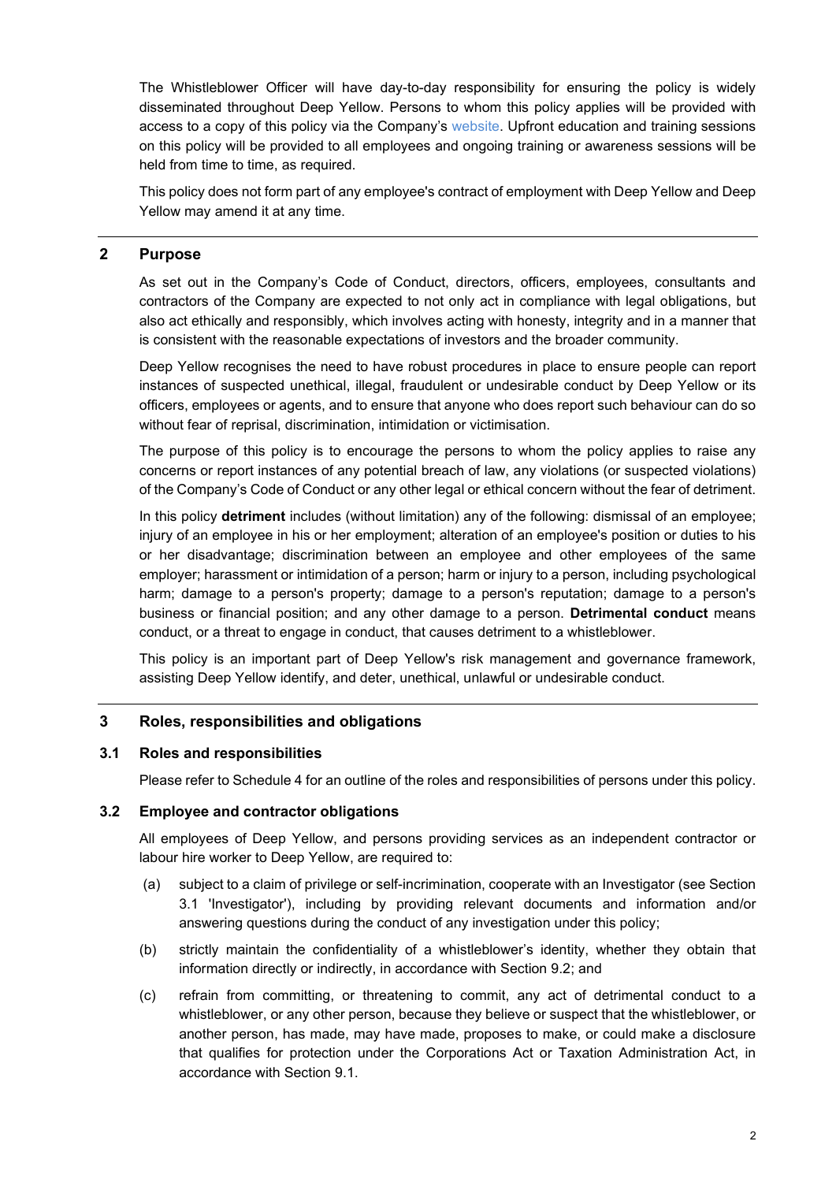The Whistleblower Officer will have day-to-day responsibility for ensuring the policy is widely disseminated throughout Deep Yellow. Persons to whom this policy applies will be provided with access to a copy of this policy via the Company's website. Upfront education and training sessions on this policy will be provided to all employees and ongoing training or awareness sessions will be held from time to time, as required.

This policy does not form part of any employee's contract of employment with Deep Yellow and Deep Yellow may amend it at any time.

## 2 Purpose

As set out in the Company's Code of Conduct, directors, officers, employees, consultants and contractors of the Company are expected to not only act in compliance with legal obligations, but also act ethically and responsibly, which involves acting with honesty, integrity and in a manner that is consistent with the reasonable expectations of investors and the broader community.

Deep Yellow recognises the need to have robust procedures in place to ensure people can report instances of suspected unethical, illegal, fraudulent or undesirable conduct by Deep Yellow or its officers, employees or agents, and to ensure that anyone who does report such behaviour can do so without fear of reprisal, discrimination, intimidation or victimisation.

The purpose of this policy is to encourage the persons to whom the policy applies to raise any concerns or report instances of any potential breach of law, any violations (or suspected violations) of the Company's Code of Conduct or any other legal or ethical concern without the fear of detriment.

In this policy **detriment** includes (without limitation) any of the following: dismissal of an employee; injury of an employee in his or her employment; alteration of an employee's position or duties to his or her disadvantage; discrimination between an employee and other employees of the same employer; harassment or intimidation of a person; harm or injury to a person, including psychological harm; damage to a person's property; damage to a person's reputation; damage to a person's business or financial position; and any other damage to a person. **Detrimental conduct** means conduct, or a threat to engage in conduct, that causes detriment to a whistleblower.

This policy is an important part of Deep Yellow's risk management and governance framework, assisting Deep Yellow identify, and deter, unethical, unlawful or undesirable conduct.

## 3 Roles, responsibilities and obligations

### 3.1 Roles and responsibilities

Please refer to Schedule 4 for an outline of the roles and responsibilities of persons under this policy.

### 3.2 Employee and contractor obligations

All employees of Deep Yellow, and persons providing services as an independent contractor or labour hire worker to Deep Yellow, are required to:

(a) subject to a claim of privilege or self-incrimination, cooperate with an Investigator (see Section 3.1 'Investigator'), including by providing relevant documents and information and/or answering questions during the conduct of any investigation under this policy;

(b) strictly maintain the confidentiality of a whistleblower's identity, whether they obtain that information directly or indirectly, in accordance with Section 9.2; and

(c) refrain from committing, or threatening to commit, any act of detrimental conduct to a whistleblower, or any other person, because they believe or suspect that the whistleblower, or another person, has made, may have made, proposes to make, or could make a disclosure that qualifies for protection under the Corporations Act or Taxation Administration Act, in accordance with Section 9.1.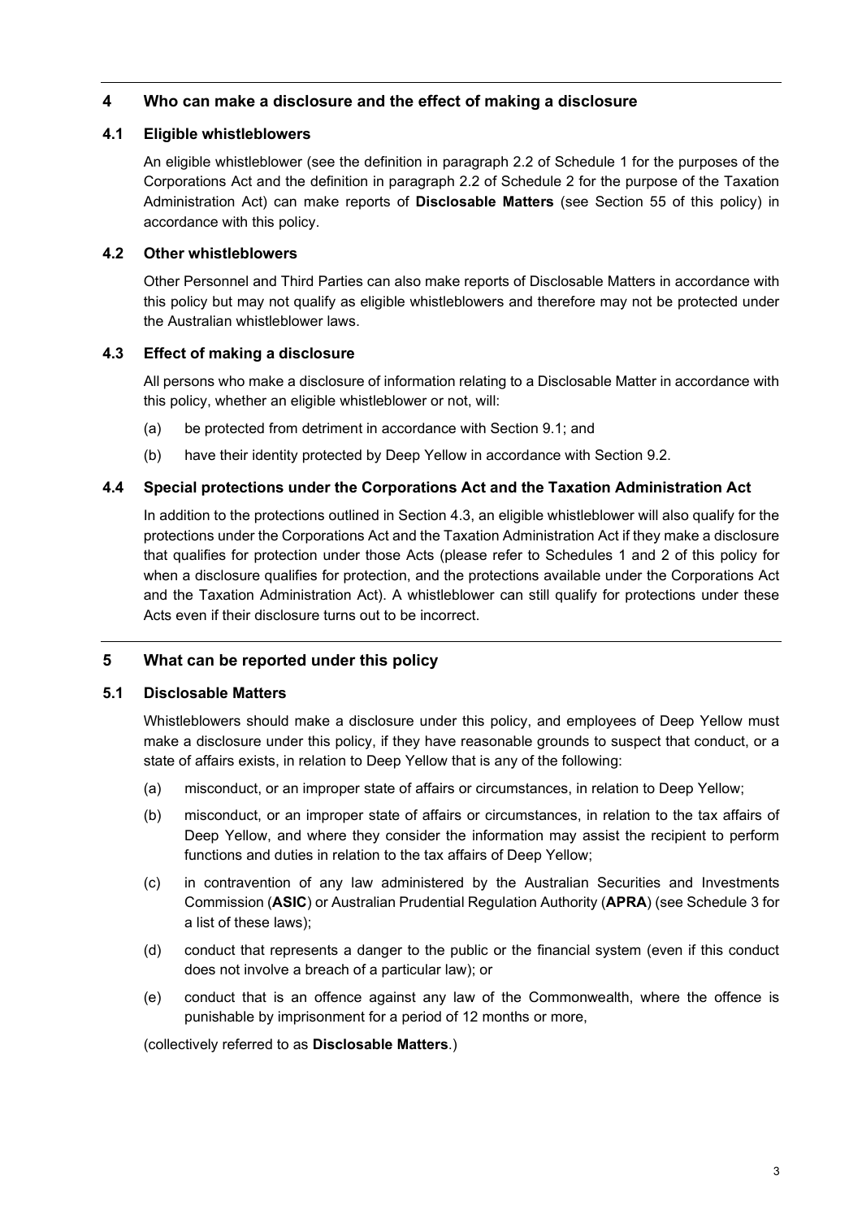## 4 Who can make a disclosure and the effect of making a disclosure

### 4.1 Eligible whistleblowers

An eligible whistleblower (see the definition in paragraph 2.2 of Schedule 1 for the purposes of the Corporations Act and the definition in paragraph 2.2 of Schedule 2 for the purpose of the Taxation Administration Act) can make reports of **Disclosable Matters** (see Section 55 of this policy) in accordance with this policy.

### 4.2 Other whistleblowers

Other Personnel and Third Parties can also make reports of Disclosable Matters in accordance with this policy but may not qualify as eligible whistleblowers and therefore may not be protected under the Australian whistleblower laws.

### 4.3 Effect of making a disclosure

All persons who make a disclosure of information relating to a Disclosable Matter in accordance with this policy, whether an eligible whistleblower or not, will:

(a) be protected from detriment in accordance with Section 9.1; and

(b) have their identity protected by Deep Yellow in accordance with Section 9.2.

### 4.4 Special protections under the Corporations Act and the Taxation Administration Act

In addition to the protections outlined in Section 4.3, an eligible whistleblower will also qualify for the protections under the Corporations Act and the Taxation Administration Act if they make a disclosure that qualifies for protection under those Acts (please refer to Schedules 1 and 2 of this policy for when a disclosure qualifies for protection, and the protections available under the Corporations Act and the Taxation Administration Act). A whistleblower can still qualify for protections under these Acts even if their disclosure turns out to be incorrect.

## 5 What can be reported under this policy

### 5.1 Disclosable Matters

Whistleblowers should make a disclosure under this policy, and employees of Deep Yellow must make a disclosure under this policy, if they have reasonable grounds to suspect that conduct, or a state of affairs exists, in relation to Deep Yellow that is any of the following:

(a) misconduct, or an improper state of affairs or circumstances, in relation to Deep Yellow;

(b) misconduct, or an improper state of affairs or circumstances, in relation to the tax affairs of Deep Yellow, and where they consider the information may assist the recipient to perform functions and duties in relation to the tax affairs of Deep Yellow;

(c) in contravention of any law administered by the Australian Securities and Investments Commission (**ASIC**) or Australian Prudential Regulation Authority (**APRA**) (see Schedule 3 for a list of these laws);

(d) conduct that represents a danger to the public or the financial system (even if this conduct does not involve a breach of a particular law); or

(e) conduct that is an offence against any law of the Commonwealth, where the offence is punishable by imprisonment for a period of 12 months or more,

(collectively referred to as **Disclosable Matters**.)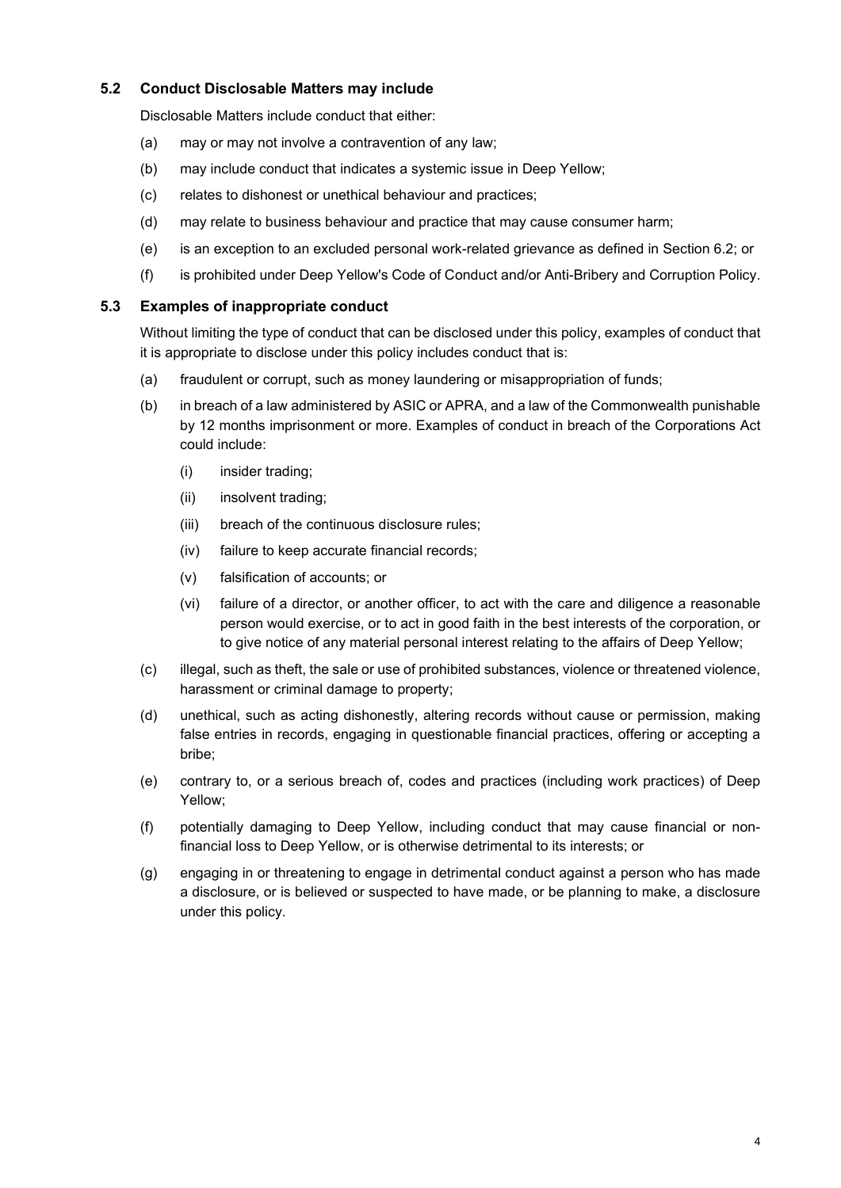### 5.2 Conduct Disclosable Matters may include

Disclosable Matters include conduct that either:

(a) may or may not involve a contravention of any law;

(b) may include conduct that indicates a systemic issue in Deep Yellow;

(c) relates to dishonest or unethical behaviour and practices;

(d) may relate to business behaviour and practice that may cause consumer harm;

(e) is an exception to an excluded personal work-related grievance as defined in Section 6.2; or

(f) is prohibited under Deep Yellow's Code of Conduct and/or Anti-Bribery and Corruption Policy.

### 5.3 Examples of inappropriate conduct

Without limiting the type of conduct that can be disclosed under this policy, examples of conduct that it is appropriate to disclose under this policy includes conduct that is:

(a) fraudulent or corrupt, such as money laundering or misappropriation of funds;

(b) in breach of a law administered by ASIC or APRA, and a law of the Commonwealth punishable by 12 months imprisonment or more. Examples of conduct in breach of the Corporations Act could include:

   (i) insider trading;

   (ii) insolvent trading;

   (iii) breach of the continuous disclosure rules;

   (iv) failure to keep accurate financial records;

   (v) falsification of accounts; or

   (vi) failure of a director, or another officer, to act with the care and diligence a reasonable person would exercise, or to act in good faith in the best interests of the corporation, or to give notice of any material personal interest relating to the affairs of Deep Yellow;

(c) illegal, such as theft, the sale or use of prohibited substances, violence or threatened violence, harassment or criminal damage to property;

(d) unethical, such as acting dishonestly, altering records without cause or permission, making false entries in records, engaging in questionable financial practices, offering or accepting a bribe;

(e) contrary to, or a serious breach of, codes and practices (including work practices) of Deep Yellow;

(f) potentially damaging to Deep Yellow, including conduct that may cause financial or non-financial loss to Deep Yellow, or is otherwise detrimental to its interests; or

(g) engaging in or threatening to engage in detrimental conduct against a person who has made a disclosure, or is believed or suspected to have made, or be planning to make, a disclosure under this policy.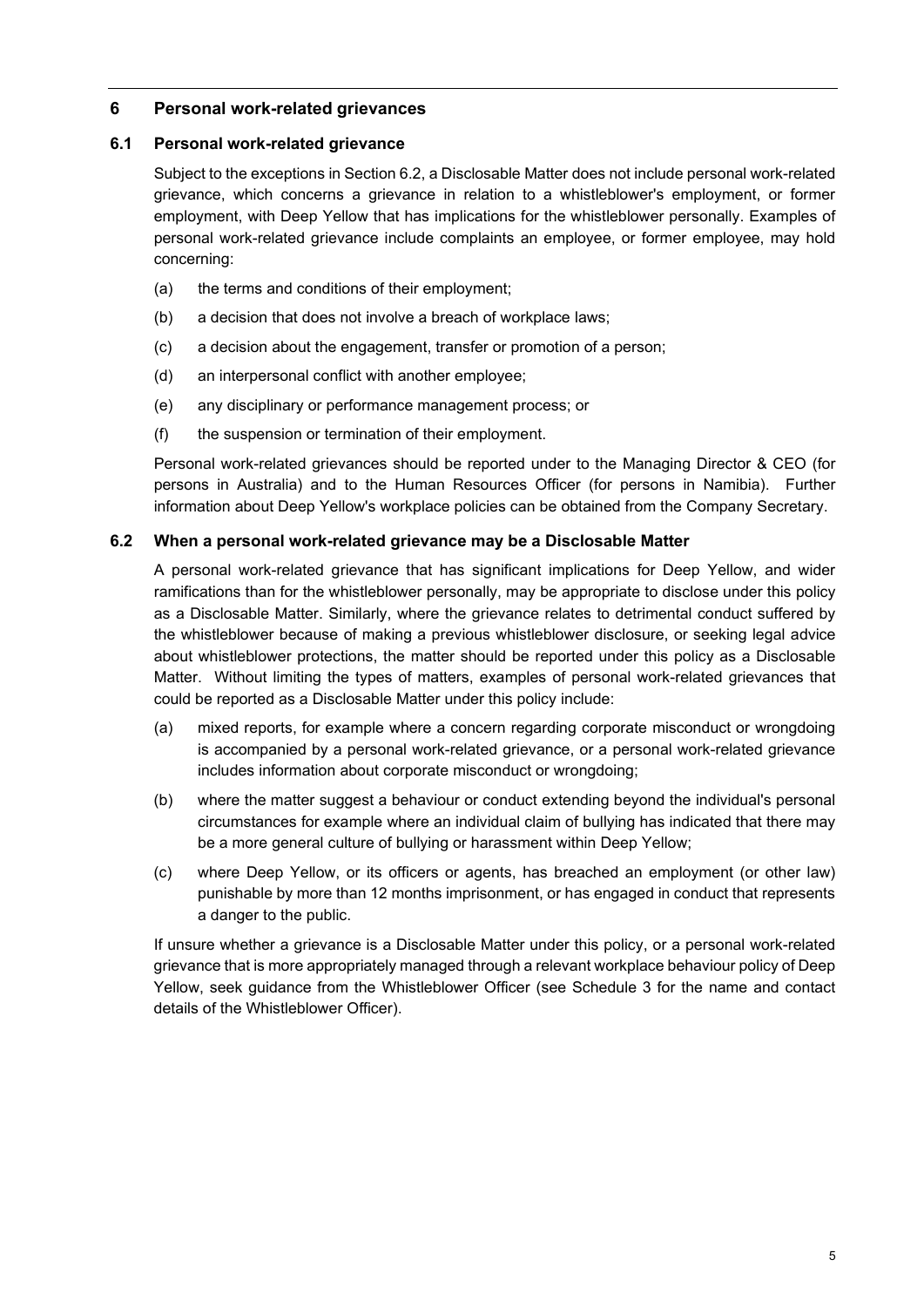## 6 Personal work-related grievances

### 6.1 Personal work-related grievance

Subject to the exceptions in Section 6.2, a Disclosable Matter does not include personal work-related grievance, which concerns a grievance in relation to a whistleblower's employment, or former employment, with Deep Yellow that has implications for the whistleblower personally. Examples of personal work-related grievance include complaints an employee, or former employee, may hold concerning:

(a) the terms and conditions of their employment;

(b) a decision that does not involve a breach of workplace laws;

(c) a decision about the engagement, transfer or promotion of a person;

(d) an interpersonal conflict with another employee;

(e) any disciplinary or performance management process; or

(f) the suspension or termination of their employment.

Personal work-related grievances should be reported under to the Managing Director & CEO (for persons in Australia) and to the Human Resources Officer (for persons in Namibia). Further information about Deep Yellow's workplace policies can be obtained from the Company Secretary.

### 6.2 When a personal work-related grievance may be a Disclosable Matter

A personal work-related grievance that has significant implications for Deep Yellow, and wider ramifications than for the whistleblower personally, may be appropriate to disclose under this policy as a Disclosable Matter. Similarly, where the grievance relates to detrimental conduct suffered by the whistleblower because of making a previous whistleblower disclosure, or seeking legal advice about whistleblower protections, the matter should be reported under this policy as a Disclosable Matter. Without limiting the types of matters, examples of personal work-related grievances that could be reported as a Disclosable Matter under this policy include:

(a) mixed reports, for example where a concern regarding corporate misconduct or wrongdoing is accompanied by a personal work-related grievance, or a personal work-related grievance includes information about corporate misconduct or wrongdoing;

(b) where the matter suggest a behaviour or conduct extending beyond the individual's personal circumstances for example where an individual claim of bullying has indicated that there may be a more general culture of bullying or harassment within Deep Yellow;

(c) where Deep Yellow, or its officers or agents, has breached an employment (or other law) punishable by more than 12 months imprisonment, or has engaged in conduct that represents a danger to the public.

If unsure whether a grievance is a Disclosable Matter under this policy, or a personal work-related grievance that is more appropriately managed through a relevant workplace behaviour policy of Deep Yellow, seek guidance from the Whistleblower Officer (see Schedule 3 for the name and contact details of the Whistleblower Officer).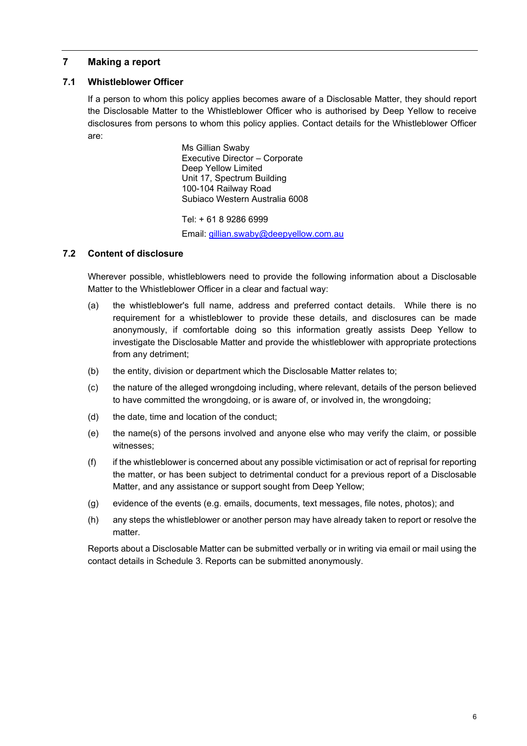## 7 Making a report

### 7.1 Whistleblower Officer

If a person to whom this policy applies becomes aware of a Disclosable Matter, they should report the Disclosable Matter to the Whistleblower Officer who is authorised by Deep Yellow to receive disclosures from persons to whom this policy applies. Contact details for the Whistleblower Officer are:

Ms Gillian Swaby
Executive Director – Corporate
Deep Yellow Limited
Unit 17, Spectrum Building
100-104 Railway Road
Subiaco Western Australia 6008

Tel: + 61 8 9286 6999

Email: gillian.swaby@deepyellow.com.au

### 7.2 Content of disclosure

Wherever possible, whistleblowers need to provide the following information about a Disclosable Matter to the Whistleblower Officer in a clear and factual way:

(a) the whistleblower's full name, address and preferred contact details. While there is no requirement for a whistleblower to provide these details, and disclosures can be made anonymously, if comfortable doing so this information greatly assists Deep Yellow to investigate the Disclosable Matter and provide the whistleblower with appropriate protections from any detriment;

(b) the entity, division or department which the Disclosable Matter relates to;

(c) the nature of the alleged wrongdoing including, where relevant, details of the person believed to have committed the wrongdoing, or is aware of, or involved in, the wrongdoing;

(d) the date, time and location of the conduct;

(e) the name(s) of the persons involved and anyone else who may verify the claim, or possible witnesses;

(f) if the whistleblower is concerned about any possible victimisation or act of reprisal for reporting the matter, or has been subject to detrimental conduct for a previous report of a Disclosable Matter, and any assistance or support sought from Deep Yellow;

(g) evidence of the events (e.g. emails, documents, text messages, file notes, photos); and

(h) any steps the whistleblower or another person may have already taken to report or resolve the matter.

Reports about a Disclosable Matter can be submitted verbally or in writing via email or mail using the contact details in Schedule 3. Reports can be submitted anonymously.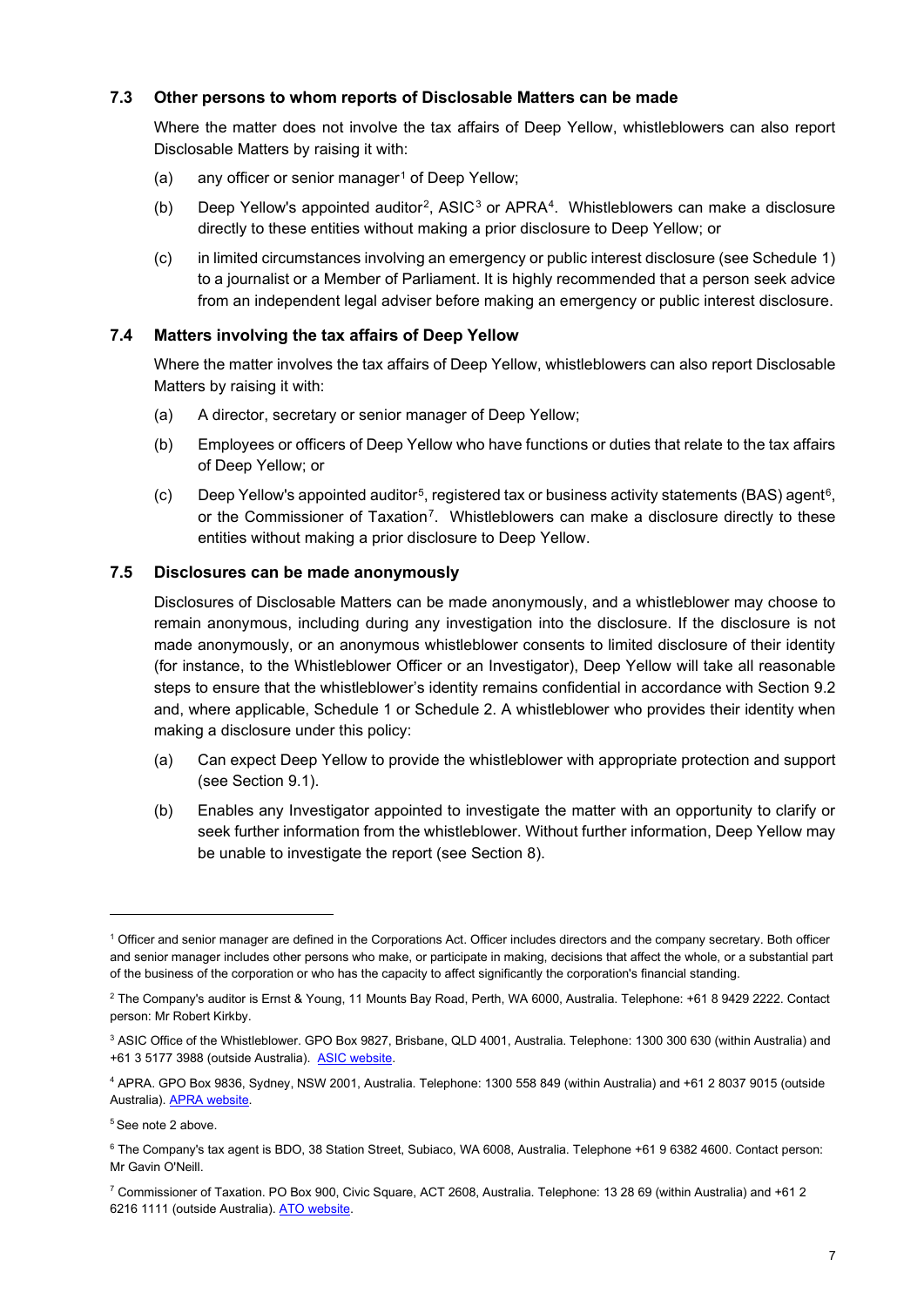### 7.3 Other persons to whom reports of Disclosable Matters can be made

Where the matter does not involve the tax affairs of Deep Yellow, whistleblowers can also report Disclosable Matters by raising it with:

(a) any officer or senior manager[1] of Deep Yellow;

(b) Deep Yellow's appointed auditor[2], ASIC[3] or APRA[4]. Whistleblowers can make a disclosure directly to these entities without making a prior disclosure to Deep Yellow; or

(c) in limited circumstances involving an emergency or public interest disclosure (see Schedule 1) to a journalist or a Member of Parliament. It is highly recommended that a person seek advice from an independent legal adviser before making an emergency or public interest disclosure.

### 7.4 Matters involving the tax affairs of Deep Yellow

Where the matter involves the tax affairs of Deep Yellow, whistleblowers can also report Disclosable Matters by raising it with:

(a) A director, secretary or senior manager of Deep Yellow;

(b) Employees or officers of Deep Yellow who have functions or duties that relate to the tax affairs of Deep Yellow; or

(c) Deep Yellow's appointed auditor[5], registered tax or business activity statements (BAS) agent[6], or the Commissioner of Taxation[7]. Whistleblowers can make a disclosure directly to these entities without making a prior disclosure to Deep Yellow.

### 7.5 Disclosures can be made anonymously

Disclosures of Disclosable Matters can be made anonymously, and a whistleblower may choose to remain anonymous, including during any investigation into the disclosure. If the disclosure is not made anonymously, or an anonymous whistleblower consents to limited disclosure of their identity (for instance, to the Whistleblower Officer or an Investigator), Deep Yellow will take all reasonable steps to ensure that the whistleblower's identity remains confidential in accordance with Section 9.2 and, where applicable, Schedule 1 or Schedule 2. A whistleblower who provides their identity when making a disclosure under this policy:

(a) Can expect Deep Yellow to provide the whistleblower with appropriate protection and support (see Section 9.1).

(b) Enables any Investigator appointed to investigate the matter with an opportunity to clarify or seek further information from the whistleblower. Without further information, Deep Yellow may be unable to investigate the report (see Section 8).

---

[1] Officer and senior manager are defined in the Corporations Act. Officer includes directors and the company secretary. Both officer and senior manager includes other persons who make, or participate in making, decisions that affect the whole, or a substantial part of the business of the corporation or who has the capacity to affect significantly the corporation's financial standing.

[2] The Company's auditor is Ernst & Young, 11 Mounts Bay Road, Perth, WA 6000, Australia. Telephone: +61 8 9429 2222. Contact person: Mr Robert Kirkby.

[3] ASIC Office of the Whistleblower. GPO Box 9827, Brisbane, QLD 4001, Australia. Telephone: 1300 300 630 (within Australia) and +61 3 5177 3988 (outside Australia). ASIC website.

[4] APRA. GPO Box 9836, Sydney, NSW 2001, Australia. Telephone: 1300 558 849 (within Australia) and +61 2 8037 9015 (outside Australia). APRA website.

[5] See note 2 above.

[6] The Company's tax agent is BDO, 38 Station Street, Subiaco, WA 6008, Australia. Telephone +61 9 6382 4600. Contact person: Mr Gavin O'Neill.

[7] Commissioner of Taxation. PO Box 900, Civic Square, ACT 2608, Australia. Telephone: 13 28 69 (within Australia) and +61 2 6216 1111 (outside Australia). ATO website.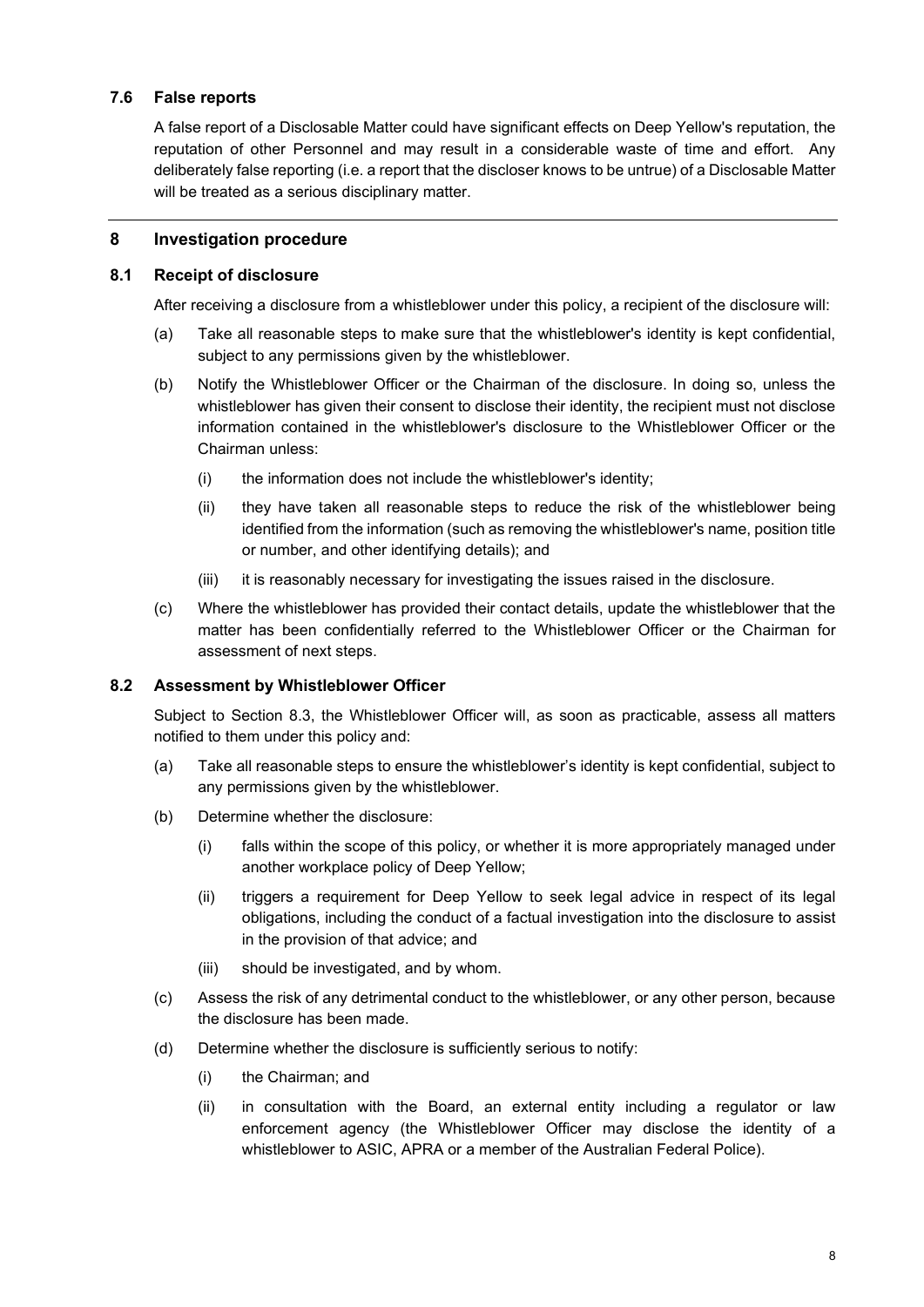### 7.6 False reports

A false report of a Disclosable Matter could have significant effects on Deep Yellow's reputation, the reputation of other Personnel and may result in a considerable waste of time and effort. Any deliberately false reporting (i.e. a report that the discloser knows to be untrue) of a Disclosable Matter will be treated as a serious disciplinary matter.

## 8 Investigation procedure

### 8.1 Receipt of disclosure

After receiving a disclosure from a whistleblower under this policy, a recipient of the disclosure will:

(a) Take all reasonable steps to make sure that the whistleblower's identity is kept confidential, subject to any permissions given by the whistleblower.

(b) Notify the Whistleblower Officer or the Chairman of the disclosure. In doing so, unless the whistleblower has given their consent to disclose their identity, the recipient must not disclose information contained in the whistleblower's disclosure to the Whistleblower Officer or the Chairman unless:

   (i) the information does not include the whistleblower's identity;

   (ii) they have taken all reasonable steps to reduce the risk of the whistleblower being identified from the information (such as removing the whistleblower's name, position title or number, and other identifying details); and

   (iii) it is reasonably necessary for investigating the issues raised in the disclosure.

(c) Where the whistleblower has provided their contact details, update the whistleblower that the matter has been confidentially referred to the Whistleblower Officer or the Chairman for assessment of next steps.

### 8.2 Assessment by Whistleblower Officer

Subject to Section 8.3, the Whistleblower Officer will, as soon as practicable, assess all matters notified to them under this policy and:

(a) Take all reasonable steps to ensure the whistleblower's identity is kept confidential, subject to any permissions given by the whistleblower.

(b) Determine whether the disclosure:

   (i) falls within the scope of this policy, or whether it is more appropriately managed under another workplace policy of Deep Yellow;

   (ii) triggers a requirement for Deep Yellow to seek legal advice in respect of its legal obligations, including the conduct of a factual investigation into the disclosure to assist in the provision of that advice; and

   (iii) should be investigated, and by whom.

(c) Assess the risk of any detrimental conduct to the whistleblower, or any other person, because the disclosure has been made.

(d) Determine whether the disclosure is sufficiently serious to notify:

   (i) the Chairman; and

   (ii) in consultation with the Board, an external entity including a regulator or law enforcement agency (the Whistleblower Officer may disclose the identity of a whistleblower to ASIC, APRA or a member of the Australian Federal Police).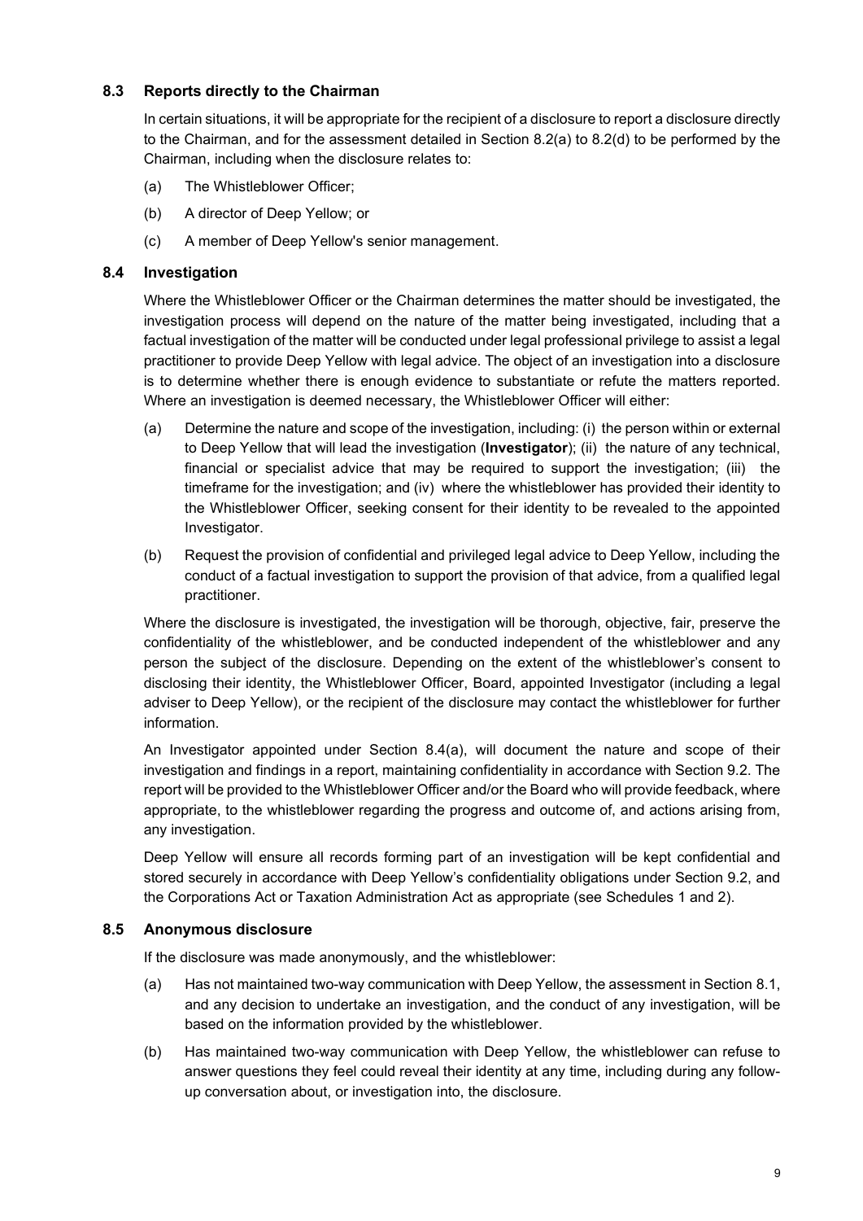### 8.3 Reports directly to the Chairman

In certain situations, it will be appropriate for the recipient of a disclosure to report a disclosure directly to the Chairman, and for the assessment detailed in Section 8.2(a) to 8.2(d) to be performed by the Chairman, including when the disclosure relates to:

(a) The Whistleblower Officer;

(b) A director of Deep Yellow; or

(c) A member of Deep Yellow's senior management.

### 8.4 Investigation

Where the Whistleblower Officer or the Chairman determines the matter should be investigated, the investigation process will depend on the nature of the matter being investigated, including that a factual investigation of the matter will be conducted under legal professional privilege to assist a legal practitioner to provide Deep Yellow with legal advice. The object of an investigation into a disclosure is to determine whether there is enough evidence to substantiate or refute the matters reported. Where an investigation is deemed necessary, the Whistleblower Officer will either:

(a) Determine the nature and scope of the investigation, including: (i) the person within or external to Deep Yellow that will lead the investigation (**Investigator**); (ii) the nature of any technical, financial or specialist advice that may be required to support the investigation; (iii) the timeframe for the investigation; and (iv) where the whistleblower has provided their identity to the Whistleblower Officer, seeking consent for their identity to be revealed to the appointed Investigator.

(b) Request the provision of confidential and privileged legal advice to Deep Yellow, including the conduct of a factual investigation to support the provision of that advice, from a qualified legal practitioner.

Where the disclosure is investigated, the investigation will be thorough, objective, fair, preserve the confidentiality of the whistleblower, and be conducted independent of the whistleblower and any person the subject of the disclosure. Depending on the extent of the whistleblower's consent to disclosing their identity, the Whistleblower Officer, Board, appointed Investigator (including a legal adviser to Deep Yellow), or the recipient of the disclosure may contact the whistleblower for further information.

An Investigator appointed under Section 8.4(a), will document the nature and scope of their investigation and findings in a report, maintaining confidentiality in accordance with Section 9.2. The report will be provided to the Whistleblower Officer and/or the Board who will provide feedback, where appropriate, to the whistleblower regarding the progress and outcome of, and actions arising from, any investigation.

Deep Yellow will ensure all records forming part of an investigation will be kept confidential and stored securely in accordance with Deep Yellow's confidentiality obligations under Section 9.2, and the Corporations Act or Taxation Administration Act as appropriate (see Schedules 1 and 2).

### 8.5 Anonymous disclosure

If the disclosure was made anonymously, and the whistleblower:

(a) Has not maintained two-way communication with Deep Yellow, the assessment in Section 8.1, and any decision to undertake an investigation, and the conduct of any investigation, will be based on the information provided by the whistleblower.

(b) Has maintained two-way communication with Deep Yellow, the whistleblower can refuse to answer questions they feel could reveal their identity at any time, including during any follow-up conversation about, or investigation into, the disclosure.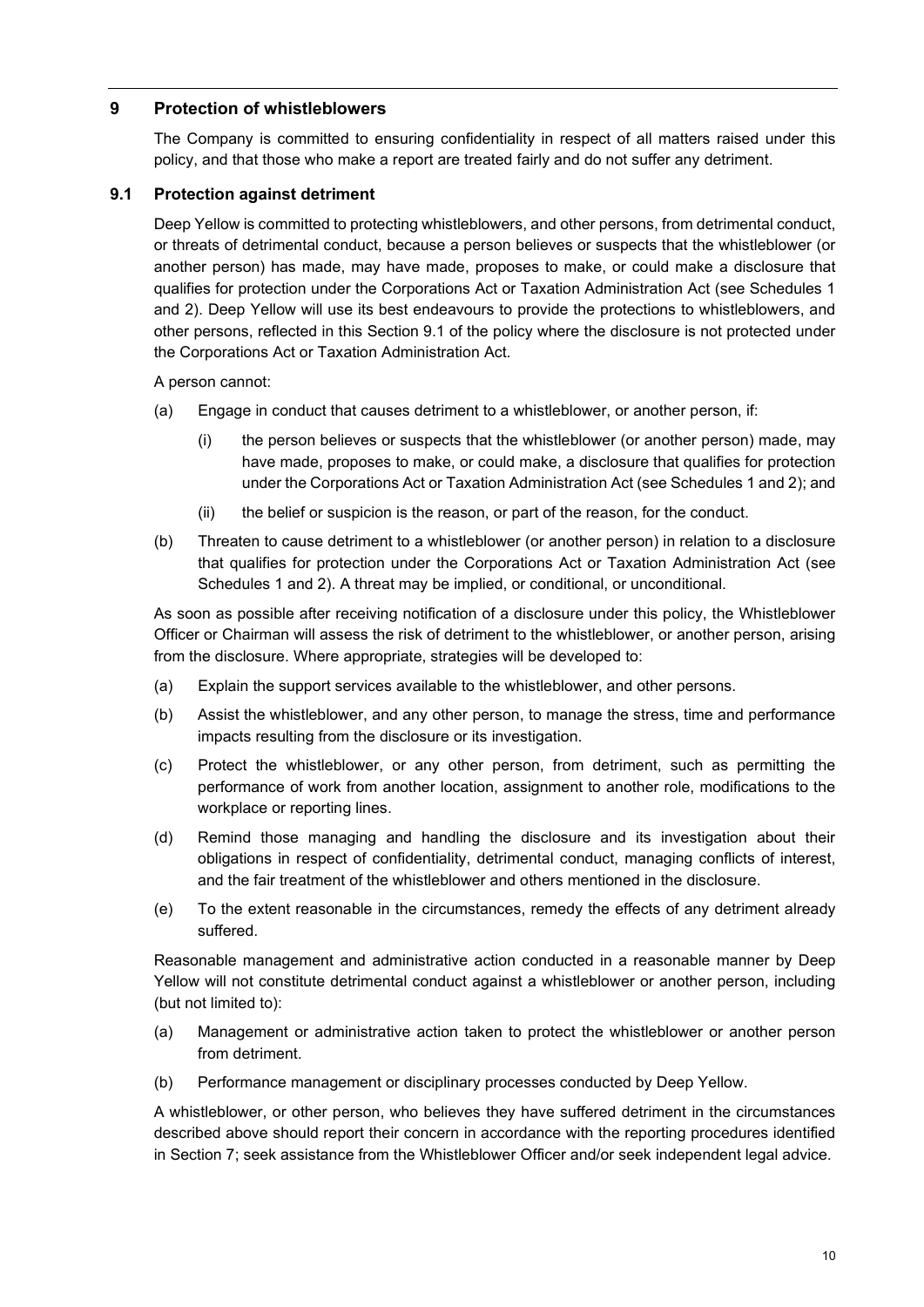## 9 Protection of whistleblowers

The Company is committed to ensuring confidentiality in respect of all matters raised under this policy, and that those who make a report are treated fairly and do not suffer any detriment.

### 9.1 Protection against detriment

Deep Yellow is committed to protecting whistleblowers, and other persons, from detrimental conduct, or threats of detrimental conduct, because a person believes or suspects that the whistleblower (or another person) has made, may have made, proposes to make, or could make a disclosure that qualifies for protection under the Corporations Act or Taxation Administration Act (see Schedules 1 and 2). Deep Yellow will use its best endeavours to provide the protections to whistleblowers, and other persons, reflected in this Section 9.1 of the policy where the disclosure is not protected under the Corporations Act or Taxation Administration Act.

A person cannot:

(a) Engage in conduct that causes detriment to a whistleblower, or another person, if:

  (i) the person believes or suspects that the whistleblower (or another person) made, may have made, proposes to make, or could make, a disclosure that qualifies for protection under the Corporations Act or Taxation Administration Act (see Schedules 1 and 2); and

  (ii) the belief or suspicion is the reason, or part of the reason, for the conduct.

(b) Threaten to cause detriment to a whistleblower (or another person) in relation to a disclosure that qualifies for protection under the Corporations Act or Taxation Administration Act (see Schedules 1 and 2). A threat may be implied, or conditional, or unconditional.

As soon as possible after receiving notification of a disclosure under this policy, the Whistleblower Officer or Chairman will assess the risk of detriment to the whistleblower, or another person, arising from the disclosure. Where appropriate, strategies will be developed to:

(a) Explain the support services available to the whistleblower, and other persons.

(b) Assist the whistleblower, and any other person, to manage the stress, time and performance impacts resulting from the disclosure or its investigation.

(c) Protect the whistleblower, or any other person, from detriment, such as permitting the performance of work from another location, assignment to another role, modifications to the workplace or reporting lines.

(d) Remind those managing and handling the disclosure and its investigation about their obligations in respect of confidentiality, detrimental conduct, managing conflicts of interest, and the fair treatment of the whistleblower and others mentioned in the disclosure.

(e) To the extent reasonable in the circumstances, remedy the effects of any detriment already suffered.

Reasonable management and administrative action conducted in a reasonable manner by Deep Yellow will not constitute detrimental conduct against a whistleblower or another person, including (but not limited to):

(a) Management or administrative action taken to protect the whistleblower or another person from detriment.

(b) Performance management or disciplinary processes conducted by Deep Yellow.

A whistleblower, or other person, who believes they have suffered detriment in the circumstances described above should report their concern in accordance with the reporting procedures identified in Section 7; seek assistance from the Whistleblower Officer and/or seek independent legal advice.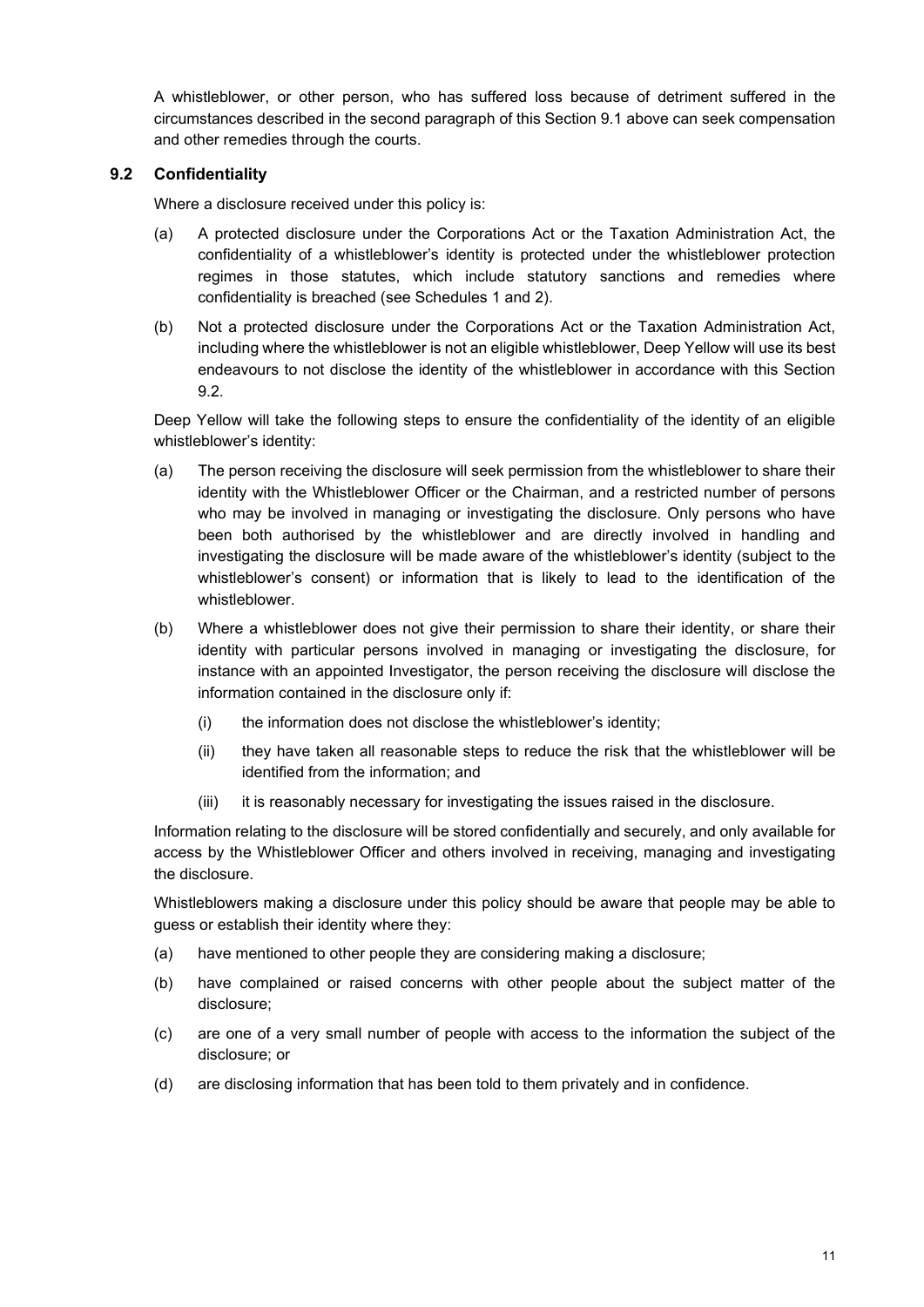A whistleblower, or other person, who has suffered loss because of detriment suffered in the circumstances described in the second paragraph of this Section 9.1 above can seek compensation and other remedies through the courts.

### 9.2 Confidentiality

Where a disclosure received under this policy is:

(a) A protected disclosure under the Corporations Act or the Taxation Administration Act, the confidentiality of a whistleblower's identity is protected under the whistleblower protection regimes in those statutes, which include statutory sanctions and remedies where confidentiality is breached (see Schedules 1 and 2).

(b) Not a protected disclosure under the Corporations Act or the Taxation Administration Act, including where the whistleblower is not an eligible whistleblower, Deep Yellow will use its best endeavours to not disclose the identity of the whistleblower in accordance with this Section 9.2.

Deep Yellow will take the following steps to ensure the confidentiality of the identity of an eligible whistleblower's identity:

(a) The person receiving the disclosure will seek permission from the whistleblower to share their identity with the Whistleblower Officer or the Chairman, and a restricted number of persons who may be involved in managing or investigating the disclosure. Only persons who have been both authorised by the whistleblower and are directly involved in handling and investigating the disclosure will be made aware of the whistleblower's identity (subject to the whistleblower's consent) or information that is likely to lead to the identification of the whistleblower.

(b) Where a whistleblower does not give their permission to share their identity, or share their identity with particular persons involved in managing or investigating the disclosure, for instance with an appointed Investigator, the person receiving the disclosure will disclose the information contained in the disclosure only if:

   (i) the information does not disclose the whistleblower's identity;

   (ii) they have taken all reasonable steps to reduce the risk that the whistleblower will be identified from the information; and

   (iii) it is reasonably necessary for investigating the issues raised in the disclosure.

Information relating to the disclosure will be stored confidentially and securely, and only available for access by the Whistleblower Officer and others involved in receiving, managing and investigating the disclosure.

Whistleblowers making a disclosure under this policy should be aware that people may be able to guess or establish their identity where they:

(a) have mentioned to other people they are considering making a disclosure;

(b) have complained or raised concerns with other people about the subject matter of the disclosure;

(c) are one of a very small number of people with access to the information the subject of the disclosure; or

(d) are disclosing information that has been told to them privately and in confidence.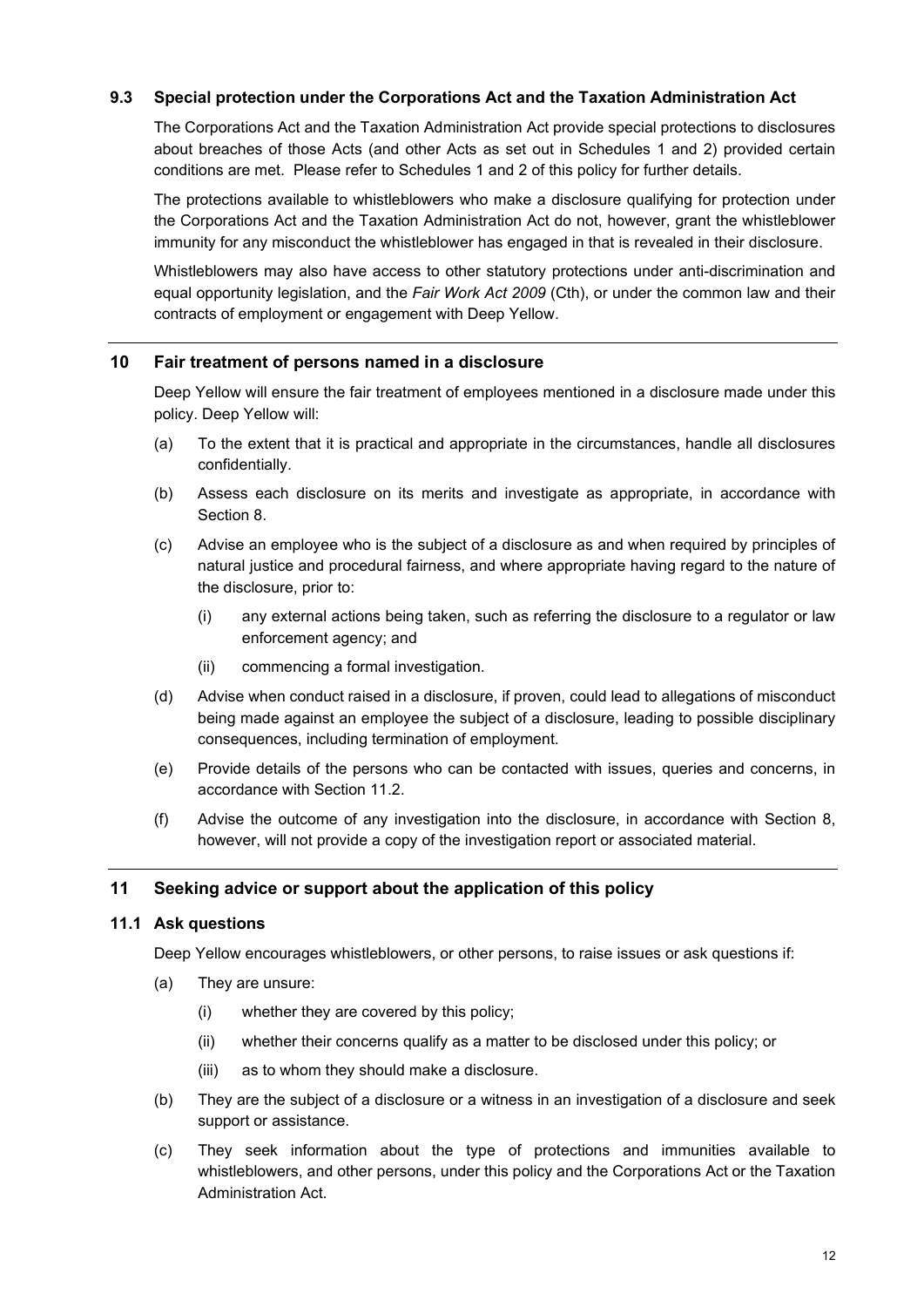### 9.3 Special protection under the Corporations Act and the Taxation Administration Act

The Corporations Act and the Taxation Administration Act provide special protections to disclosures about breaches of those Acts (and other Acts as set out in Schedules 1 and 2) provided certain conditions are met. Please refer to Schedules 1 and 2 of this policy for further details.

The protections available to whistleblowers who make a disclosure qualifying for protection under the Corporations Act and the Taxation Administration Act do not, however, grant the whistleblower immunity for any misconduct the whistleblower has engaged in that is revealed in their disclosure.

Whistleblowers may also have access to other statutory protections under anti-discrimination and equal opportunity legislation, and the *Fair Work Act 2009* (Cth), or under the common law and their contracts of employment or engagement with Deep Yellow.

## 10 Fair treatment of persons named in a disclosure

Deep Yellow will ensure the fair treatment of employees mentioned in a disclosure made under this policy. Deep Yellow will:

(a) To the extent that it is practical and appropriate in the circumstances, handle all disclosures confidentially.

(b) Assess each disclosure on its merits and investigate as appropriate, in accordance with Section 8.

(c) Advise an employee who is the subject of a disclosure as and when required by principles of natural justice and procedural fairness, and where appropriate having regard to the nature of the disclosure, prior to:

  (i) any external actions being taken, such as referring the disclosure to a regulator or law enforcement agency; and

  (ii) commencing a formal investigation.

(d) Advise when conduct raised in a disclosure, if proven, could lead to allegations of misconduct being made against an employee the subject of a disclosure, leading to possible disciplinary consequences, including termination of employment.

(e) Provide details of the persons who can be contacted with issues, queries and concerns, in accordance with Section 11.2.

(f) Advise the outcome of any investigation into the disclosure, in accordance with Section 8, however, will not provide a copy of the investigation report or associated material.

## 11 Seeking advice or support about the application of this policy

### 11.1 Ask questions

Deep Yellow encourages whistleblowers, or other persons, to raise issues or ask questions if:

(a) They are unsure:

  (i) whether they are covered by this policy;

  (ii) whether their concerns qualify as a matter to be disclosed under this policy; or

  (iii) as to whom they should make a disclosure.

(b) They are the subject of a disclosure or a witness in an investigation of a disclosure and seek support or assistance.

(c) They seek information about the type of protections and immunities available to whistleblowers, and other persons, under this policy and the Corporations Act or the Taxation Administration Act.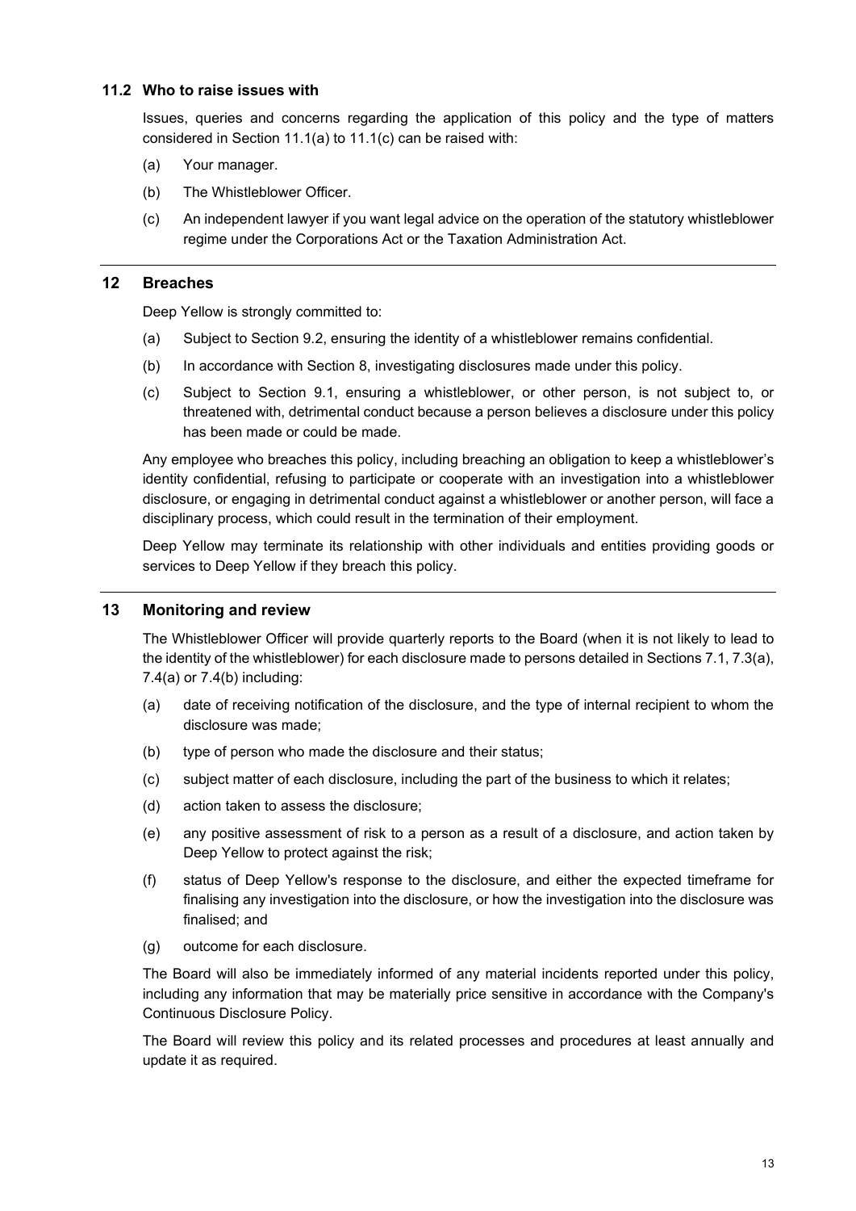### 11.2 Who to raise issues with

Issues, queries and concerns regarding the application of this policy and the type of matters considered in Section 11.1(a) to 11.1(c) can be raised with:

(a) Your manager.

(b) The Whistleblower Officer.

(c) An independent lawyer if you want legal advice on the operation of the statutory whistleblower regime under the Corporations Act or the Taxation Administration Act.

## 12 Breaches

Deep Yellow is strongly committed to:

(a) Subject to Section 9.2, ensuring the identity of a whistleblower remains confidential.

(b) In accordance with Section 8, investigating disclosures made under this policy.

(c) Subject to Section 9.1, ensuring a whistleblower, or other person, is not subject to, or threatened with, detrimental conduct because a person believes a disclosure under this policy has been made or could be made.

Any employee who breaches this policy, including breaching an obligation to keep a whistleblower's identity confidential, refusing to participate or cooperate with an investigation into a whistleblower disclosure, or engaging in detrimental conduct against a whistleblower or another person, will face a disciplinary process, which could result in the termination of their employment.

Deep Yellow may terminate its relationship with other individuals and entities providing goods or services to Deep Yellow if they breach this policy.

## 13 Monitoring and review

The Whistleblower Officer will provide quarterly reports to the Board (when it is not likely to lead to the identity of the whistleblower) for each disclosure made to persons detailed in Sections 7.1, 7.3(a), 7.4(a) or 7.4(b) including:

(a) date of receiving notification of the disclosure, and the type of internal recipient to whom the disclosure was made;

(b) type of person who made the disclosure and their status;

(c) subject matter of each disclosure, including the part of the business to which it relates;

(d) action taken to assess the disclosure;

(e) any positive assessment of risk to a person as a result of a disclosure, and action taken by Deep Yellow to protect against the risk;

(f) status of Deep Yellow's response to the disclosure, and either the expected timeframe for finalising any investigation into the disclosure, or how the investigation into the disclosure was finalised; and

(g) outcome for each disclosure.

The Board will also be immediately informed of any material incidents reported under this policy, including any information that may be materially price sensitive in accordance with the Company's Continuous Disclosure Policy.

The Board will review this policy and its related processes and procedures at least annually and update it as required.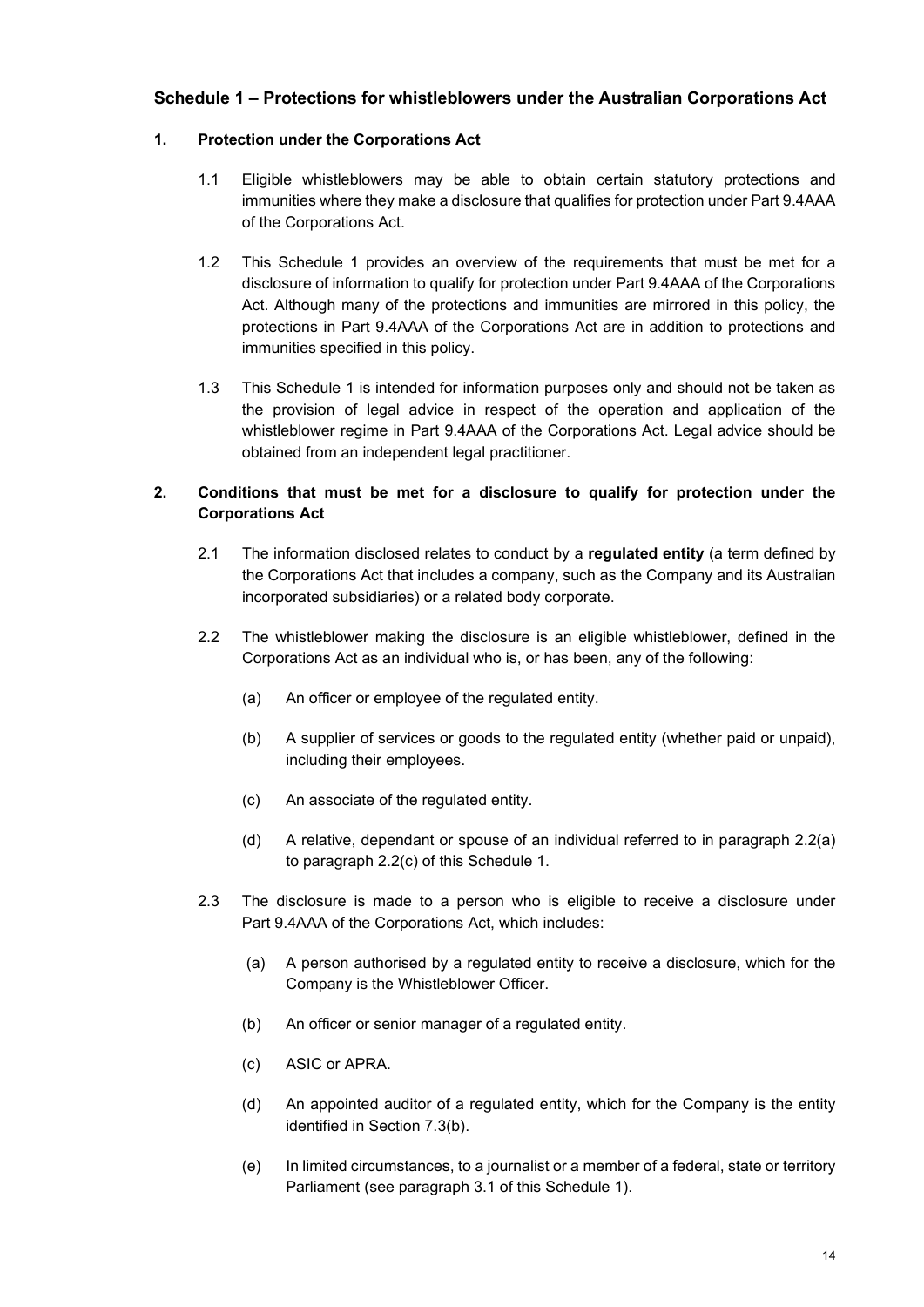## Schedule 1 – Protections for whistleblowers under the Australian Corporations Act

### 1. Protection under the Corporations Act

1.1 Eligible whistleblowers may be able to obtain certain statutory protections and immunities where they make a disclosure that qualifies for protection under Part 9.4AAA of the Corporations Act.

1.2 This Schedule 1 provides an overview of the requirements that must be met for a disclosure of information to qualify for protection under Part 9.4AAA of the Corporations Act. Although many of the protections and immunities are mirrored in this policy, the protections in Part 9.4AAA of the Corporations Act are in addition to protections and immunities specified in this policy.

1.3 This Schedule 1 is intended for information purposes only and should not be taken as the provision of legal advice in respect of the operation and application of the whistleblower regime in Part 9.4AAA of the Corporations Act. Legal advice should be obtained from an independent legal practitioner.

### 2. Conditions that must be met for a disclosure to qualify for protection under the Corporations Act

2.1 The information disclosed relates to conduct by a **regulated entity** (a term defined by the Corporations Act that includes a company, such as the Company and its Australian incorporated subsidiaries) or a related body corporate.

2.2 The whistleblower making the disclosure is an eligible whistleblower, defined in the Corporations Act as an individual who is, or has been, any of the following:

(a) An officer or employee of the regulated entity.

(b) A supplier of services or goods to the regulated entity (whether paid or unpaid), including their employees.

(c) An associate of the regulated entity.

(d) A relative, dependant or spouse of an individual referred to in paragraph 2.2(a) to paragraph 2.2(c) of this Schedule 1.

2.3 The disclosure is made to a person who is eligible to receive a disclosure under Part 9.4AAA of the Corporations Act, which includes:

(a) A person authorised by a regulated entity to receive a disclosure, which for the Company is the Whistleblower Officer.

(b) An officer or senior manager of a regulated entity.

(c) ASIC or APRA.

(d) An appointed auditor of a regulated entity, which for the Company is the entity identified in Section 7.3(b).

(e) In limited circumstances, to a journalist or a member of a federal, state or territory Parliament (see paragraph 3.1 of this Schedule 1).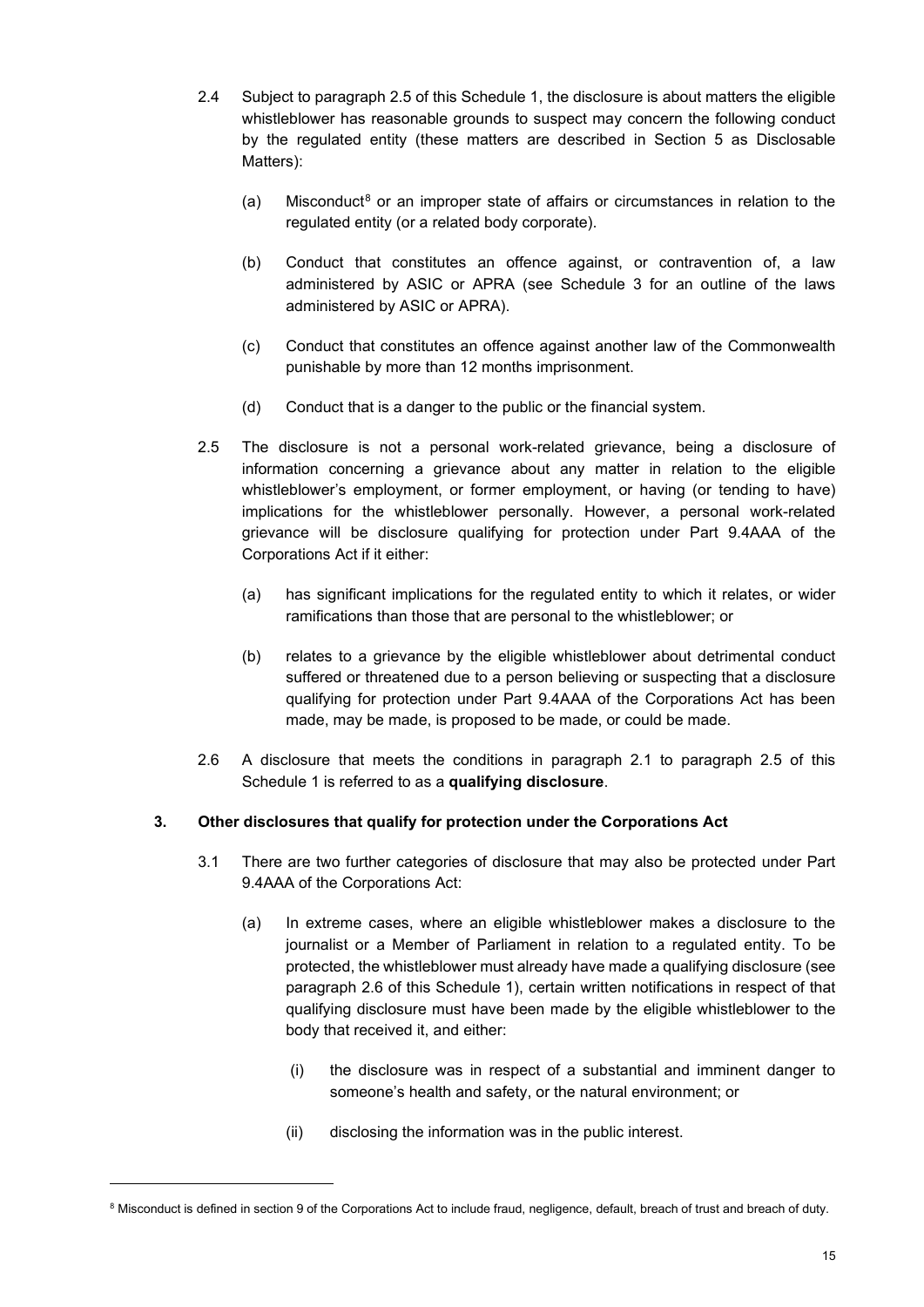2.4 Subject to paragraph 2.5 of this Schedule 1, the disclosure is about matters the eligible whistleblower has reasonable grounds to suspect may concern the following conduct by the regulated entity (these matters are described in Section 5 as Disclosable Matters):

(a) Misconduct[8] or an improper state of affairs or circumstances in relation to the regulated entity (or a related body corporate).

(b) Conduct that constitutes an offence against, or contravention of, a law administered by ASIC or APRA (see Schedule 3 for an outline of the laws administered by ASIC or APRA).

(c) Conduct that constitutes an offence against another law of the Commonwealth punishable by more than 12 months imprisonment.

(d) Conduct that is a danger to the public or the financial system.

2.5 The disclosure is not a personal work-related grievance, being a disclosure of information concerning a grievance about any matter in relation to the eligible whistleblower's employment, or former employment, or having (or tending to have) implications for the whistleblower personally. However, a personal work-related grievance will be disclosure qualifying for protection under Part 9.4AAA of the Corporations Act if it either:

(a) has significant implications for the regulated entity to which it relates, or wider ramifications than those that are personal to the whistleblower; or

(b) relates to a grievance by the eligible whistleblower about detrimental conduct suffered or threatened due to a person believing or suspecting that a disclosure qualifying for protection under Part 9.4AAA of the Corporations Act has been made, may be made, is proposed to be made, or could be made.

2.6 A disclosure that meets the conditions in paragraph 2.1 to paragraph 2.5 of this Schedule 1 is referred to as a **qualifying disclosure**.

### 3. Other disclosures that qualify for protection under the Corporations Act

3.1 There are two further categories of disclosure that may also be protected under Part 9.4AAA of the Corporations Act:

(a) In extreme cases, where an eligible whistleblower makes a disclosure to the journalist or a Member of Parliament in relation to a regulated entity. To be protected, the whistleblower must already have made a qualifying disclosure (see paragraph 2.6 of this Schedule 1), certain written notifications in respect of that qualifying disclosure must have been made by the eligible whistleblower to the body that received it, and either:

(i) the disclosure was in respect of a substantial and imminent danger to someone's health and safety, or the natural environment; or

(ii) disclosing the information was in the public interest.

[8] Misconduct is defined in section 9 of the Corporations Act to include fraud, negligence, default, breach of trust and breach of duty.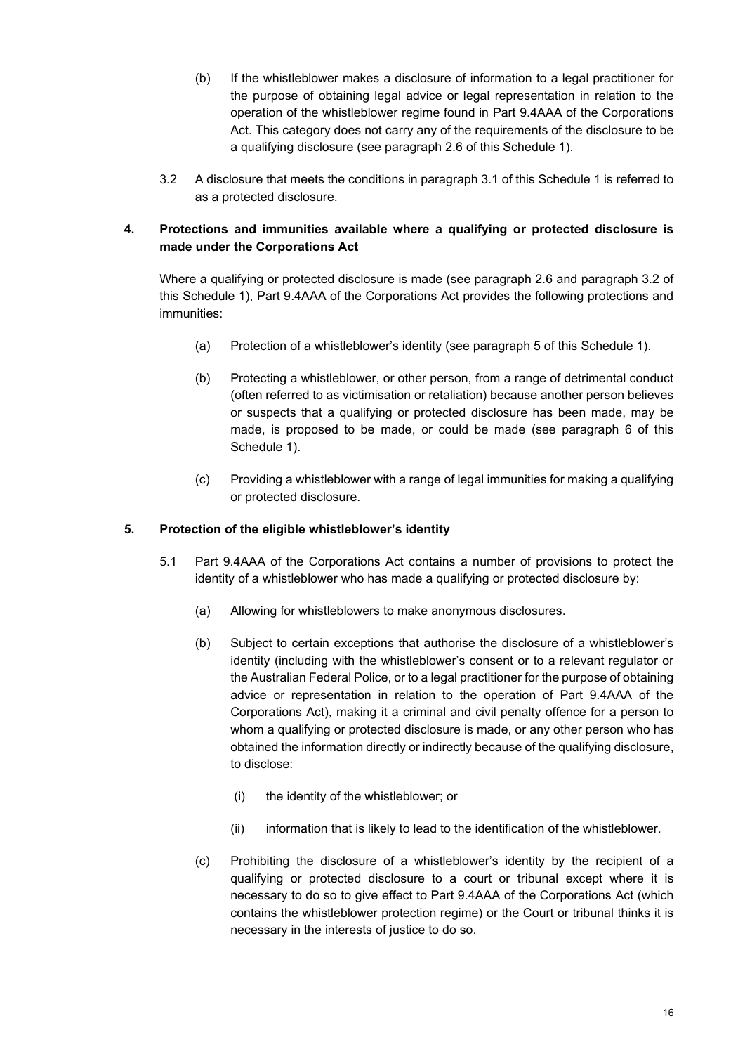(b) If the whistleblower makes a disclosure of information to a legal practitioner for the purpose of obtaining legal advice or legal representation in relation to the operation of the whistleblower regime found in Part 9.4AAA of the Corporations Act. This category does not carry any of the requirements of the disclosure to be a qualifying disclosure (see paragraph 2.6 of this Schedule 1).

3.2 A disclosure that meets the conditions in paragraph 3.1 of this Schedule 1 is referred to as a protected disclosure.

## 4. Protections and immunities available where a qualifying or protected disclosure is made under the Corporations Act

Where a qualifying or protected disclosure is made (see paragraph 2.6 and paragraph 3.2 of this Schedule 1), Part 9.4AAA of the Corporations Act provides the following protections and immunities:

(a) Protection of a whistleblower's identity (see paragraph 5 of this Schedule 1).

(b) Protecting a whistleblower, or other person, from a range of detrimental conduct (often referred to as victimisation or retaliation) because another person believes or suspects that a qualifying or protected disclosure has been made, may be made, is proposed to be made, or could be made (see paragraph 6 of this Schedule 1).

(c) Providing a whistleblower with a range of legal immunities for making a qualifying or protected disclosure.

## 5. Protection of the eligible whistleblower's identity

5.1 Part 9.4AAA of the Corporations Act contains a number of provisions to protect the identity of a whistleblower who has made a qualifying or protected disclosure by:

(a) Allowing for whistleblowers to make anonymous disclosures.

(b) Subject to certain exceptions that authorise the disclosure of a whistleblower's identity (including with the whistleblower's consent or to a relevant regulator or the Australian Federal Police, or to a legal practitioner for the purpose of obtaining advice or representation in relation to the operation of Part 9.4AAA of the Corporations Act), making it a criminal and civil penalty offence for a person to whom a qualifying or protected disclosure is made, or any other person who has obtained the information directly or indirectly because of the qualifying disclosure, to disclose:

(i) the identity of the whistleblower; or

(ii) information that is likely to lead to the identification of the whistleblower.

(c) Prohibiting the disclosure of a whistleblower's identity by the recipient of a qualifying or protected disclosure to a court or tribunal except where it is necessary to do so to give effect to Part 9.4AAA of the Corporations Act (which contains the whistleblower protection regime) or the Court or tribunal thinks it is necessary in the interests of justice to do so.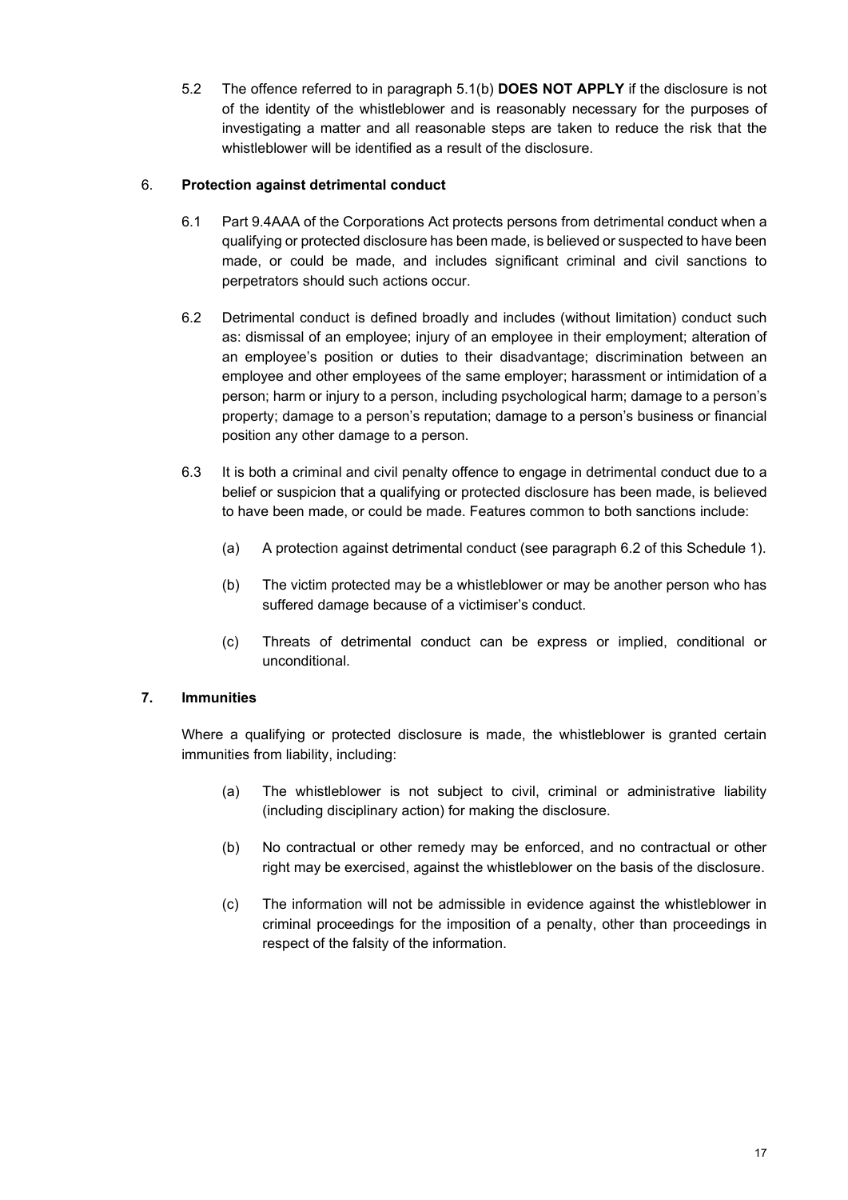5.2 The offence referred to in paragraph 5.1(b) **DOES NOT APPLY** if the disclosure is not of the identity of the whistleblower and is reasonably necessary for the purposes of investigating a matter and all reasonable steps are taken to reduce the risk that the whistleblower will be identified as a result of the disclosure.

6. **Protection against detrimental conduct**

6.1 Part 9.4AAA of the Corporations Act protects persons from detrimental conduct when a qualifying or protected disclosure has been made, is believed or suspected to have been made, or could be made, and includes significant criminal and civil sanctions to perpetrators should such actions occur.

6.2 Detrimental conduct is defined broadly and includes (without limitation) conduct such as: dismissal of an employee; injury of an employee in their employment; alteration of an employee's position or duties to their disadvantage; discrimination between an employee and other employees of the same employer; harassment or intimidation of a person; harm or injury to a person, including psychological harm; damage to a person's property; damage to a person's reputation; damage to a person's business or financial position any other damage to a person.

6.3 It is both a criminal and civil penalty offence to engage in detrimental conduct due to a belief or suspicion that a qualifying or protected disclosure has been made, is believed to have been made, or could be made. Features common to both sanctions include:

(a) A protection against detrimental conduct (see paragraph 6.2 of this Schedule 1).

(b) The victim protected may be a whistleblower or may be another person who has suffered damage because of a victimiser's conduct.

(c) Threats of detrimental conduct can be express or implied, conditional or unconditional.

7. **Immunities**

Where a qualifying or protected disclosure is made, the whistleblower is granted certain immunities from liability, including:

(a) The whistleblower is not subject to civil, criminal or administrative liability (including disciplinary action) for making the disclosure.

(b) No contractual or other remedy may be enforced, and no contractual or other right may be exercised, against the whistleblower on the basis of the disclosure.

(c) The information will not be admissible in evidence against the whistleblower in criminal proceedings for the imposition of a penalty, other than proceedings in respect of the falsity of the information.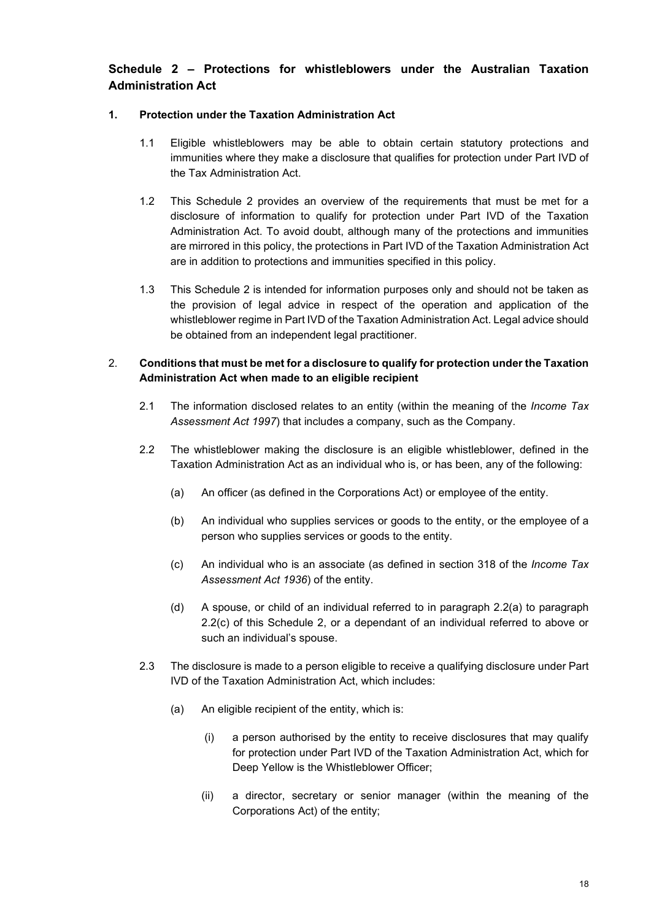## Schedule 2 – Protections for whistleblowers under the Australian Taxation Administration Act

### 1. Protection under the Taxation Administration Act

1.1 Eligible whistleblowers may be able to obtain certain statutory protections and immunities where they make a disclosure that qualifies for protection under Part IVD of the Tax Administration Act.

1.2 This Schedule 2 provides an overview of the requirements that must be met for a disclosure of information to qualify for protection under Part IVD of the Taxation Administration Act. To avoid doubt, although many of the protections and immunities are mirrored in this policy, the protections in Part IVD of the Taxation Administration Act are in addition to protections and immunities specified in this policy.

1.3 This Schedule 2 is intended for information purposes only and should not be taken as the provision of legal advice in respect of the operation and application of the whistleblower regime in Part IVD of the Taxation Administration Act. Legal advice should be obtained from an independent legal practitioner.

### 2. Conditions that must be met for a disclosure to qualify for protection under the Taxation Administration Act when made to an eligible recipient

2.1 The information disclosed relates to an entity (within the meaning of the *Income Tax Assessment Act 1997*) that includes a company, such as the Company.

2.2 The whistleblower making the disclosure is an eligible whistleblower, defined in the Taxation Administration Act as an individual who is, or has been, any of the following:

(a) An officer (as defined in the Corporations Act) or employee of the entity.

(b) An individual who supplies services or goods to the entity, or the employee of a person who supplies services or goods to the entity.

(c) An individual who is an associate (as defined in section 318 of the *Income Tax Assessment Act 1936*) of the entity.

(d) A spouse, or child of an individual referred to in paragraph 2.2(a) to paragraph 2.2(c) of this Schedule 2, or a dependant of an individual referred to above or such an individual's spouse.

2.3 The disclosure is made to a person eligible to receive a qualifying disclosure under Part IVD of the Taxation Administration Act, which includes:

(a) An eligible recipient of the entity, which is:

(i) a person authorised by the entity to receive disclosures that may qualify for protection under Part IVD of the Taxation Administration Act, which for Deep Yellow is the Whistleblower Officer;

(ii) a director, secretary or senior manager (within the meaning of the Corporations Act) of the entity;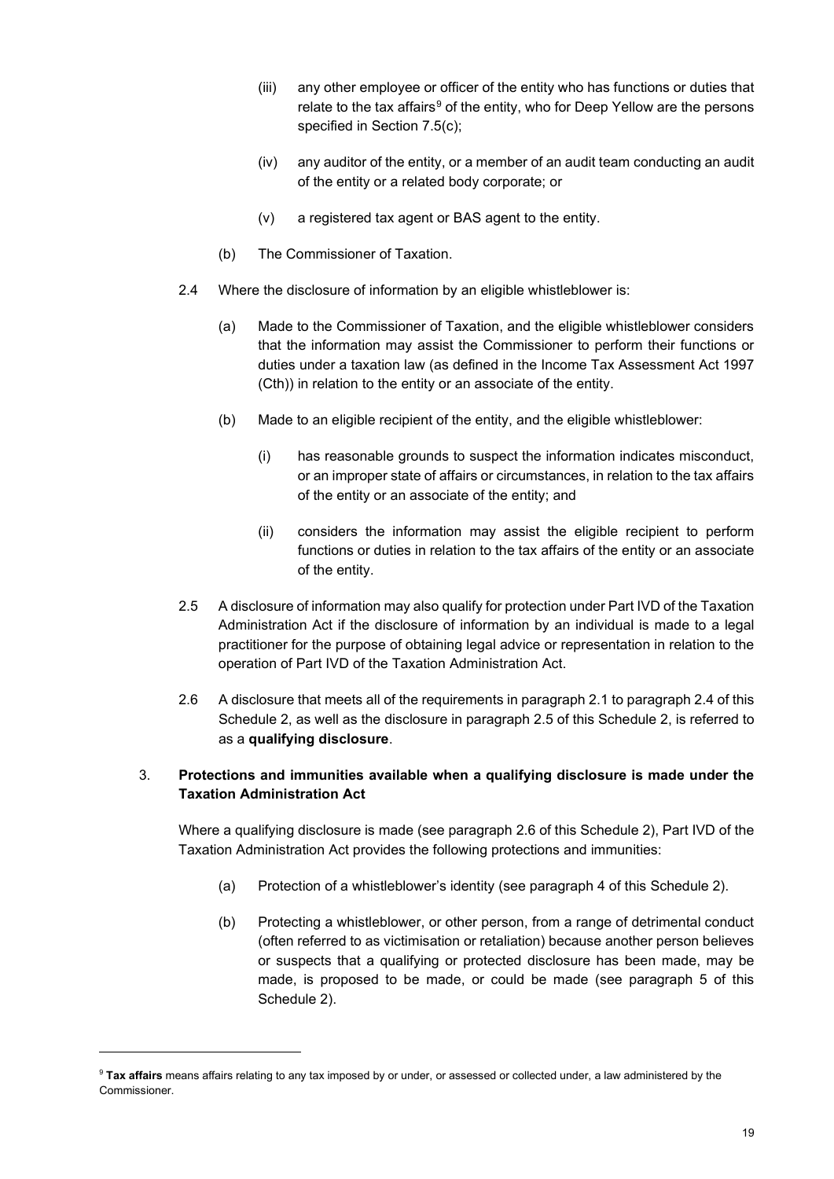(iii) any other employee or officer of the entity who has functions or duties that relate to the tax affairs[9] of the entity, who for Deep Yellow are the persons specified in Section 7.5(c);

(iv) any auditor of the entity, or a member of an audit team conducting an audit of the entity or a related body corporate; or

(v) a registered tax agent or BAS agent to the entity.

(b) The Commissioner of Taxation.

2.4 Where the disclosure of information by an eligible whistleblower is:

(a) Made to the Commissioner of Taxation, and the eligible whistleblower considers that the information may assist the Commissioner to perform their functions or duties under a taxation law (as defined in the Income Tax Assessment Act 1997 (Cth)) in relation to the entity or an associate of the entity.

(b) Made to an eligible recipient of the entity, and the eligible whistleblower:

(i) has reasonable grounds to suspect the information indicates misconduct, or an improper state of affairs or circumstances, in relation to the tax affairs of the entity or an associate of the entity; and

(ii) considers the information may assist the eligible recipient to perform functions or duties in relation to the tax affairs of the entity or an associate of the entity.

2.5 A disclosure of information may also qualify for protection under Part IVD of the Taxation Administration Act if the disclosure of information by an individual is made to a legal practitioner for the purpose of obtaining legal advice or representation in relation to the operation of Part IVD of the Taxation Administration Act.

2.6 A disclosure that meets all of the requirements in paragraph 2.1 to paragraph 2.4 of this Schedule 2, as well as the disclosure in paragraph 2.5 of this Schedule 2, is referred to as a **qualifying disclosure**.

3. **Protections and immunities available when a qualifying disclosure is made under the Taxation Administration Act**

Where a qualifying disclosure is made (see paragraph 2.6 of this Schedule 2), Part IVD of the Taxation Administration Act provides the following protections and immunities:

(a) Protection of a whistleblower's identity (see paragraph 4 of this Schedule 2).

(b) Protecting a whistleblower, or other person, from a range of detrimental conduct (often referred to as victimisation or retaliation) because another person believes or suspects that a qualifying or protected disclosure has been made, may be made, is proposed to be made, or could be made (see paragraph 5 of this Schedule 2).

---

[9] **Tax affairs** means affairs relating to any tax imposed by or under, or assessed or collected under, a law administered by the Commissioner.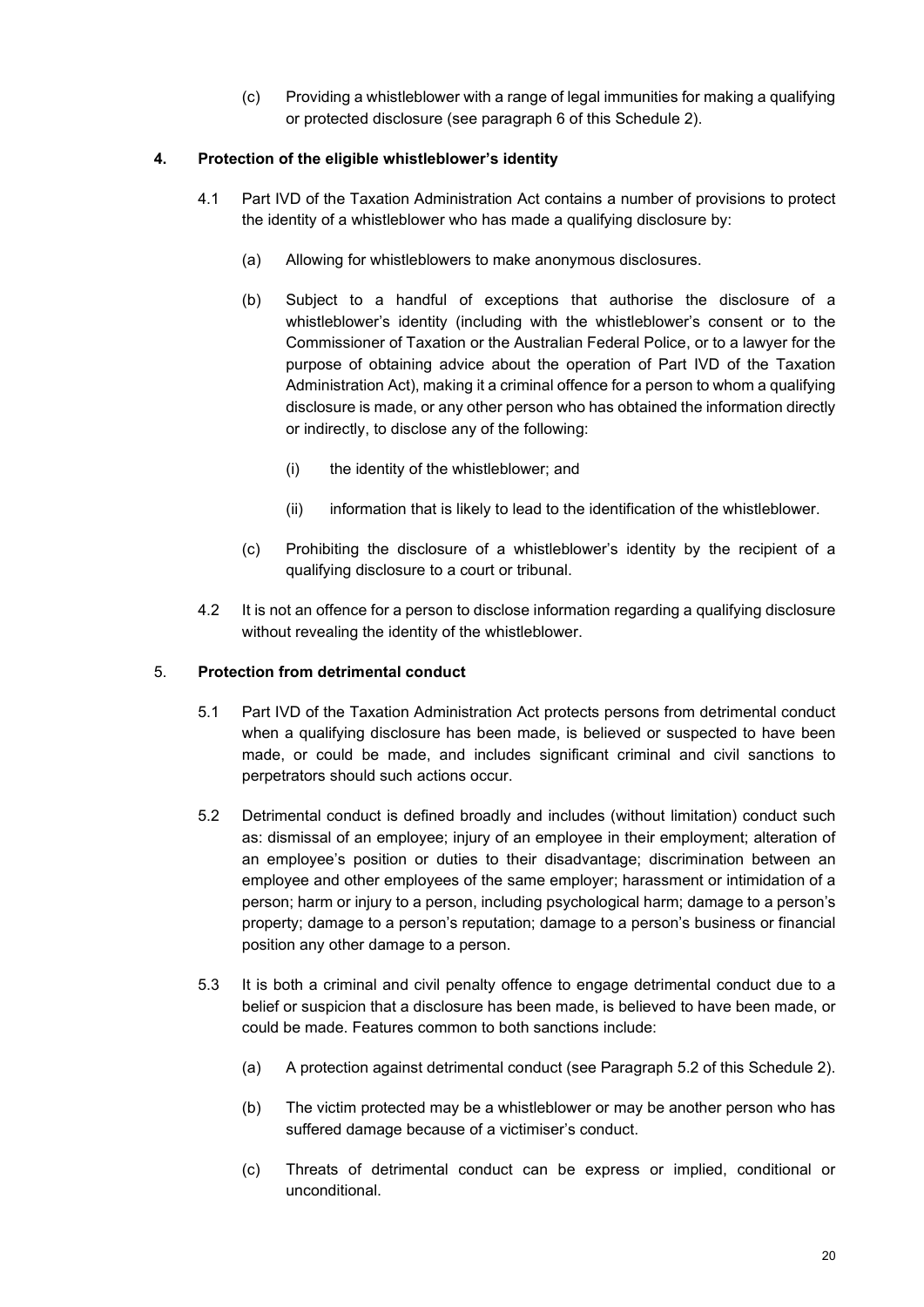(c) Providing a whistleblower with a range of legal immunities for making a qualifying or protected disclosure (see paragraph 6 of this Schedule 2).

## 4. Protection of the eligible whistleblower's identity

4.1 Part IVD of the Taxation Administration Act contains a number of provisions to protect the identity of a whistleblower who has made a qualifying disclosure by:

(a) Allowing for whistleblowers to make anonymous disclosures.

(b) Subject to a handful of exceptions that authorise the disclosure of a whistleblower's identity (including with the whistleblower's consent or to the Commissioner of Taxation or the Australian Federal Police, or to a lawyer for the purpose of obtaining advice about the operation of Part IVD of the Taxation Administration Act), making it a criminal offence for a person to whom a qualifying disclosure is made, or any other person who has obtained the information directly or indirectly, to disclose any of the following:

(i) the identity of the whistleblower; and

(ii) information that is likely to lead to the identification of the whistleblower.

(c) Prohibiting the disclosure of a whistleblower's identity by the recipient of a qualifying disclosure to a court or tribunal.

4.2 It is not an offence for a person to disclose information regarding a qualifying disclosure without revealing the identity of the whistleblower.

## 5. Protection from detrimental conduct

5.1 Part IVD of the Taxation Administration Act protects persons from detrimental conduct when a qualifying disclosure has been made, is believed or suspected to have been made, or could be made, and includes significant criminal and civil sanctions to perpetrators should such actions occur.

5.2 Detrimental conduct is defined broadly and includes (without limitation) conduct such as: dismissal of an employee; injury of an employee in their employment; alteration of an employee's position or duties to their disadvantage; discrimination between an employee and other employees of the same employer; harassment or intimidation of a person; harm or injury to a person, including psychological harm; damage to a person's property; damage to a person's reputation; damage to a person's business or financial position any other damage to a person.

5.3 It is both a criminal and civil penalty offence to engage detrimental conduct due to a belief or suspicion that a disclosure has been made, is believed to have been made, or could be made. Features common to both sanctions include:

(a) A protection against detrimental conduct (see Paragraph 5.2 of this Schedule 2).

(b) The victim protected may be a whistleblower or may be another person who has suffered damage because of a victimiser's conduct.

(c) Threats of detrimental conduct can be express or implied, conditional or unconditional.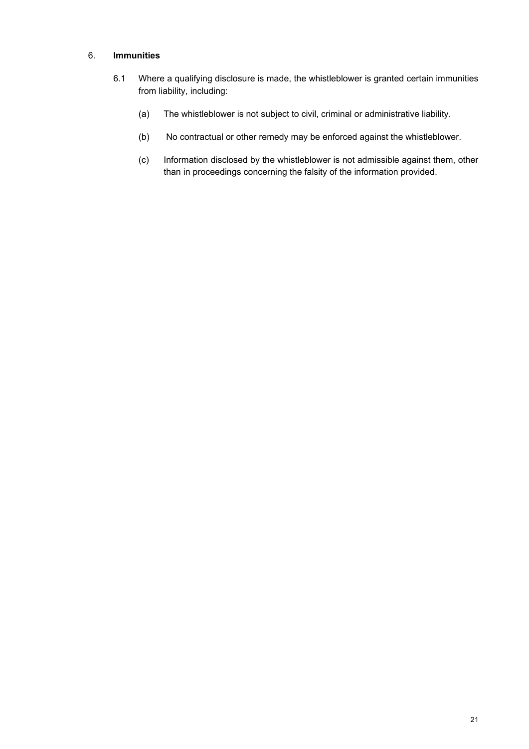## 6. **Immunities**

6.1 Where a qualifying disclosure is made, the whistleblower is granted certain immunities from liability, including:

(a) The whistleblower is not subject to civil, criminal or administrative liability.

(b) No contractual or other remedy may be enforced against the whistleblower.

(c) Information disclosed by the whistleblower is not admissible against them, other than in proceedings concerning the falsity of the information provided.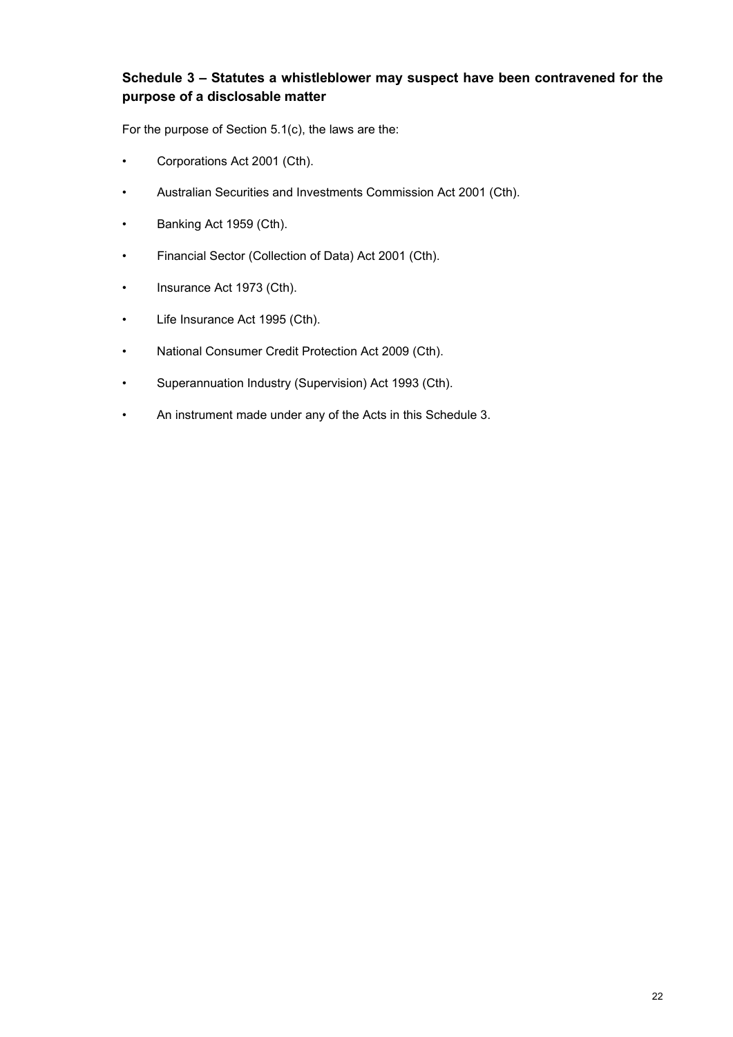## Schedule 3 – Statutes a whistleblower may suspect have been contravened for the purpose of a disclosable matter

For the purpose of Section 5.1(c), the laws are the:

- Corporations Act 2001 (Cth).
- Australian Securities and Investments Commission Act 2001 (Cth).
- Banking Act 1959 (Cth).
- Financial Sector (Collection of Data) Act 2001 (Cth).
- Insurance Act 1973 (Cth).
- Life Insurance Act 1995 (Cth).
- National Consumer Credit Protection Act 2009 (Cth).
- Superannuation Industry (Supervision) Act 1993 (Cth).
- An instrument made under any of the Acts in this Schedule 3.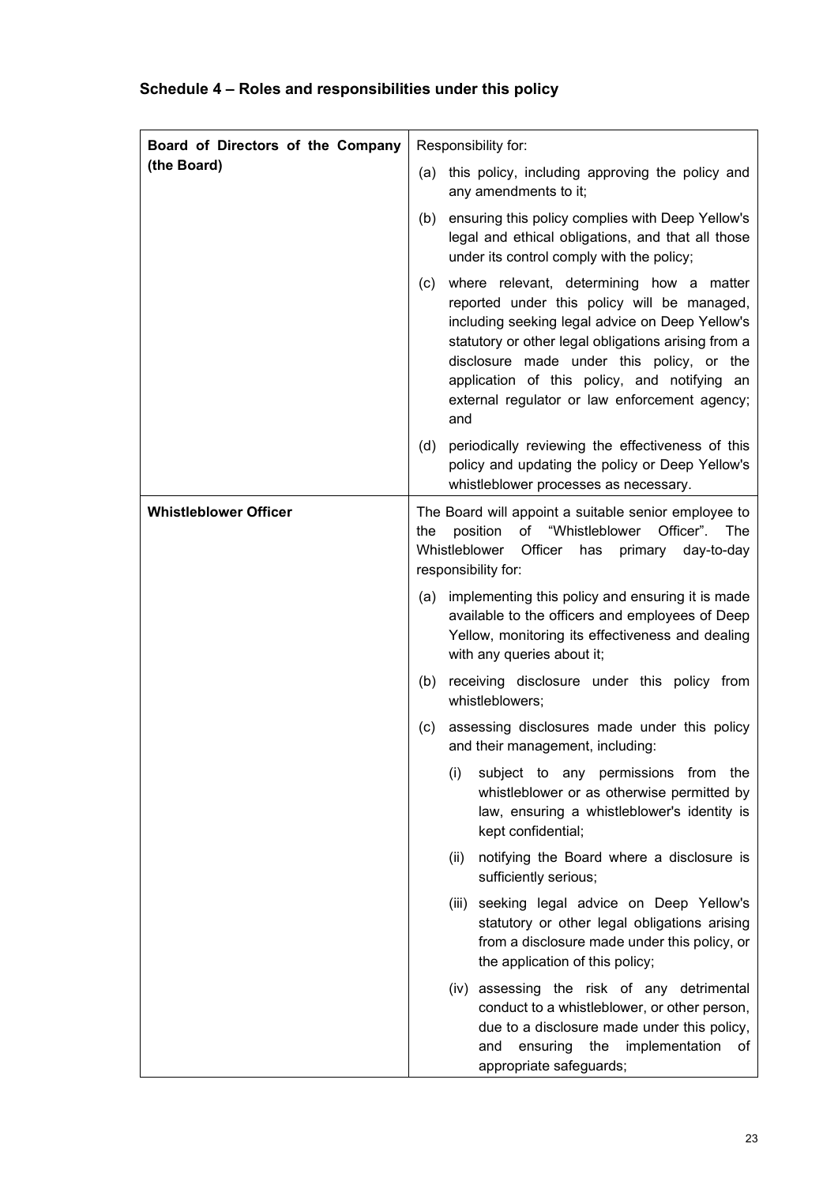## Schedule 4 – Roles and responsibilities under this policy

| | |
|---|---|
| **Board of Directors of the Company (the Board)** | Responsibility for:<br>(a) this policy, including approving the policy and any amendments to it;<br>(b) ensuring this policy complies with Deep Yellow's legal and ethical obligations, and that all those under its control comply with the policy;<br>(c) where relevant, determining how a matter reported under this policy will be managed, including seeking legal advice on Deep Yellow's statutory or other legal obligations arising from a disclosure made under this policy, or the application of this policy, and notifying an external regulator or law enforcement agency; and<br>(d) periodically reviewing the effectiveness of this policy and updating the policy or Deep Yellow's whistleblower processes as necessary. |
| **Whistleblower Officer** | The Board will appoint a suitable senior employee to the position of "Whistleblower Officer". The Whistleblower Officer has primary day-to-day responsibility for:<br>(a) implementing this policy and ensuring it is made available to the officers and employees of Deep Yellow, monitoring its effectiveness and dealing with any queries about it;<br>(b) receiving disclosure under this policy from whistleblowers;<br>(c) assessing disclosures made under this policy and their management, including:<br>(i) subject to any permissions from the whistleblower or as otherwise permitted by law, ensuring a whistleblower's identity is kept confidential;<br>(ii) notifying the Board where a disclosure is sufficiently serious;<br>(iii) seeking legal advice on Deep Yellow's statutory or other legal obligations arising from a disclosure made under this policy, or the application of this policy;<br>(iv) assessing the risk of any detrimental conduct to a whistleblower, or other person, due to a disclosure made under this policy, and ensuring the implementation of appropriate safeguards; |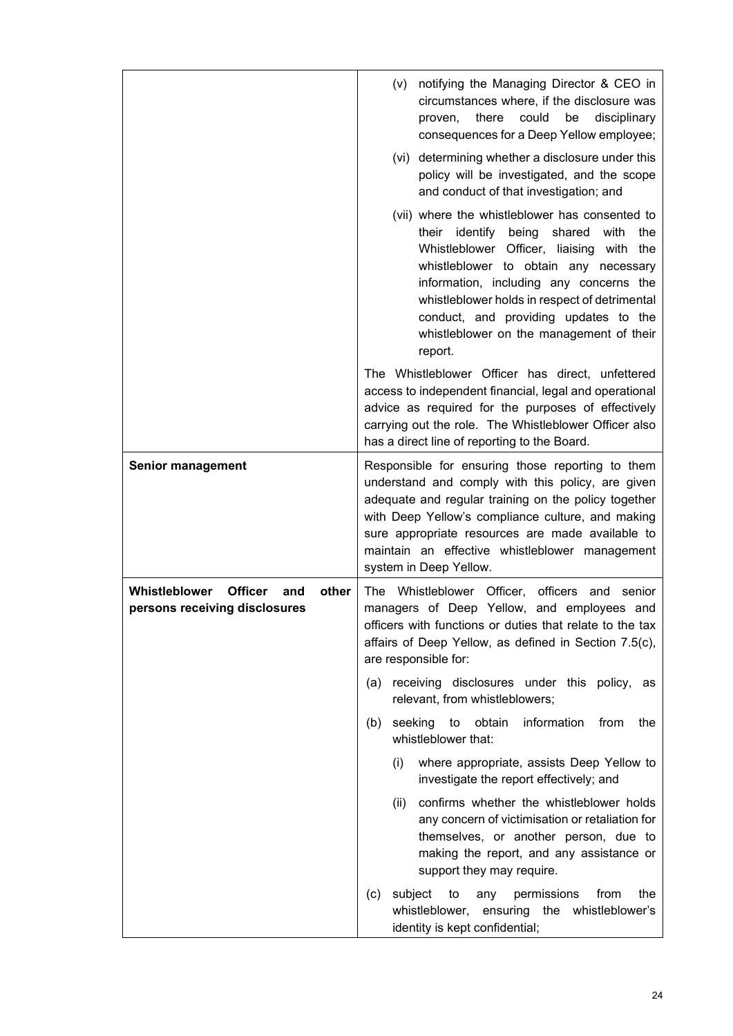| | |
|---|---|
| | (v) notifying the Managing Director & CEO in circumstances where, if the disclosure was proven, there could be disciplinary consequences for a Deep Yellow employee;<br><br>(vi) determining whether a disclosure under this policy will be investigated, and the scope and conduct of that investigation; and<br><br>(vii) where the whistleblower has consented to their identify being shared with the Whistleblower Officer, liaising with the whistleblower to obtain any necessary information, including any concerns the whistleblower holds in respect of detrimental conduct, and providing updates to the whistleblower on the management of their report.<br><br>The Whistleblower Officer has direct, unfettered access to independent financial, legal and operational advice as required for the purposes of effectively carrying out the role. The Whistleblower Officer also has a direct line of reporting to the Board. |
| **Senior management** | Responsible for ensuring those reporting to them understand and comply with this policy, are given adequate and regular training on the policy together with Deep Yellow's compliance culture, and making sure appropriate resources are made available to maintain an effective whistleblower management system in Deep Yellow. |
| **Whistleblower Officer and other persons receiving disclosures** | The Whistleblower Officer, officers and senior managers of Deep Yellow, and employees and officers with functions or duties that relate to the tax affairs of Deep Yellow, as defined in Section 7.5(c), are responsible for:<br><br>(a) receiving disclosures under this policy, as relevant, from whistleblowers;<br><br>(b) seeking to obtain information from the whistleblower that:<br><br>(i) where appropriate, assists Deep Yellow to investigate the report effectively; and<br><br>(ii) confirms whether the whistleblower holds any concern of victimisation or retaliation for themselves, or another person, due to making the report, and any assistance or support they may require.<br><br>(c) subject to any permissions from the whistleblower, ensuring the whistleblower's identity is kept confidential; |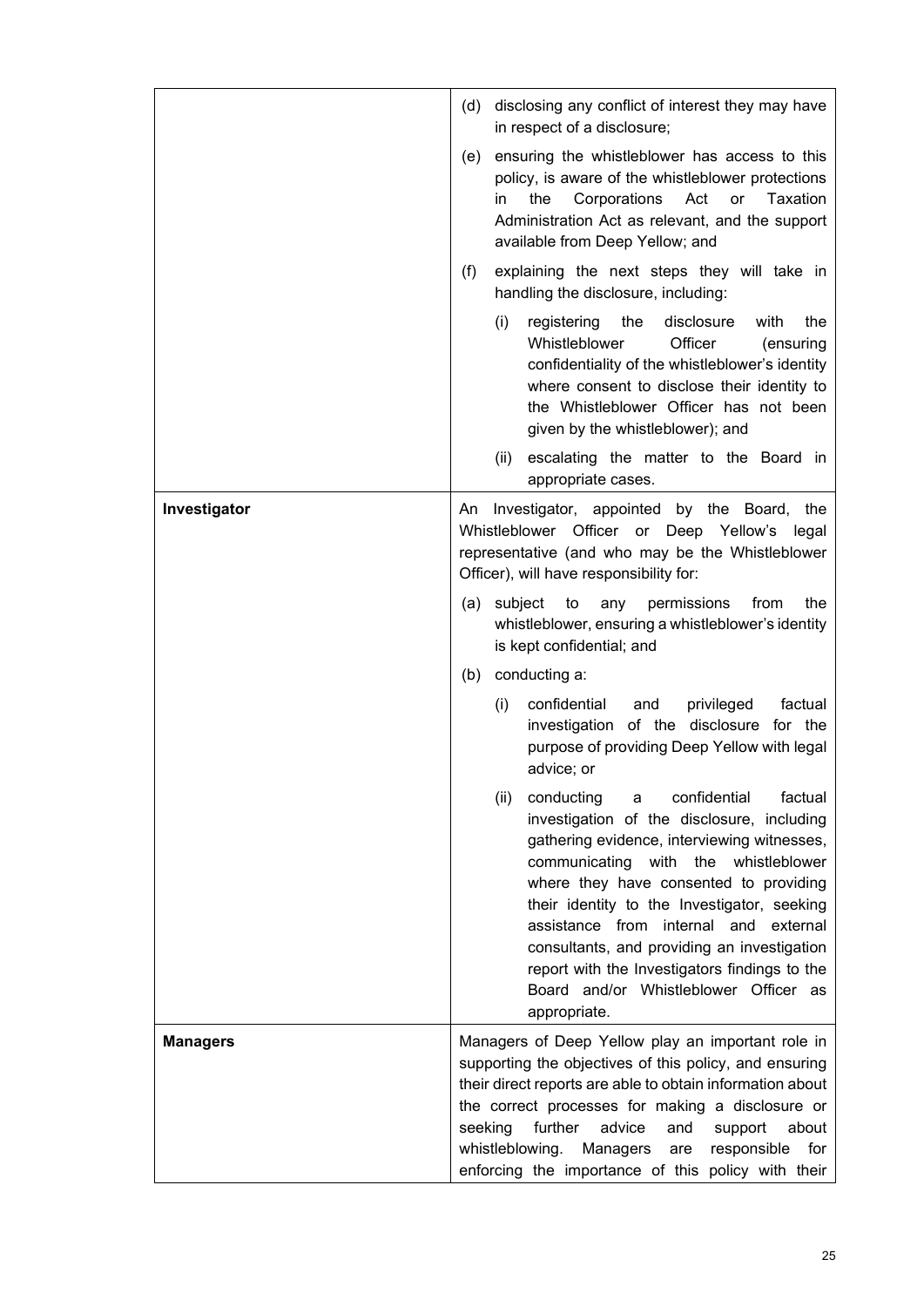| | |
|---|---|
| | (d) disclosing any conflict of interest they may have in respect of a disclosure;<br><br>(e) ensuring the whistleblower has access to this policy, is aware of the whistleblower protections in the Corporations Act or Taxation Administration Act as relevant, and the support available from Deep Yellow; and<br><br>(f) explaining the next steps they will take in handling the disclosure, including:<br><br>(i) registering the disclosure with the Whistleblower Officer (ensuring confidentiality of the whistleblower's identity where consent to disclose their identity to the Whistleblower Officer has not been given by the whistleblower); and<br><br>(ii) escalating the matter to the Board in appropriate cases. |
| **Investigator** | An Investigator, appointed by the Board, the Whistleblower Officer or Deep Yellow's legal representative (and who may be the Whistleblower Officer), will have responsibility for:<br><br>(a) subject to any permissions from the whistleblower, ensuring a whistleblower's identity is kept confidential; and<br><br>(b) conducting a:<br><br>(i) confidential and privileged factual investigation of the disclosure for the purpose of providing Deep Yellow with legal advice; or<br><br>(ii) conducting a confidential factual investigation of the disclosure, including gathering evidence, interviewing witnesses, communicating with the whistleblower where they have consented to providing their identity to the Investigator, seeking assistance from internal and external consultants, and providing an investigation report with the Investigators findings to the Board and/or Whistleblower Officer as appropriate. |
| **Managers** | Managers of Deep Yellow play an important role in supporting the objectives of this policy, and ensuring their direct reports are able to obtain information about the correct processes for making a disclosure or seeking further advice and support about whistleblowing. Managers are responsible for enforcing the importance of this policy with their |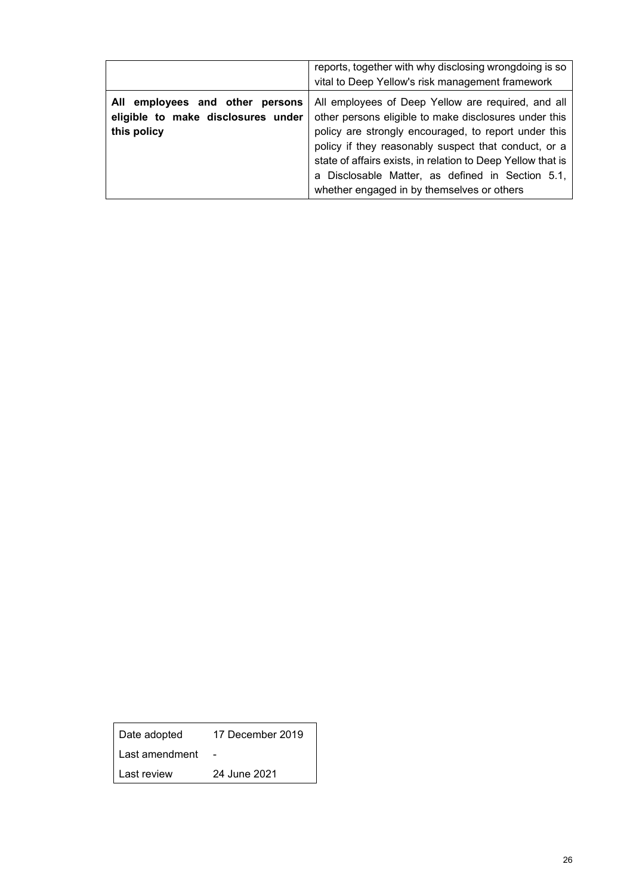| | |
|---|---|
| | reports, together with why disclosing wrongdoing is so vital to Deep Yellow's risk management framework |
| **All employees and other persons eligible to make disclosures under this policy** | All employees of Deep Yellow are required, and all other persons eligible to make disclosures under this policy are strongly encouraged, to report under this policy if they reasonably suspect that conduct, or a state of affairs exists, in relation to Deep Yellow that is a Disclosable Matter, as defined in Section 5.1, whether engaged in by themselves or others |

| | |
|---|---|
| Date adopted | 17 December 2019 |
| Last amendment | - |
| Last review | 24 June 2021 |